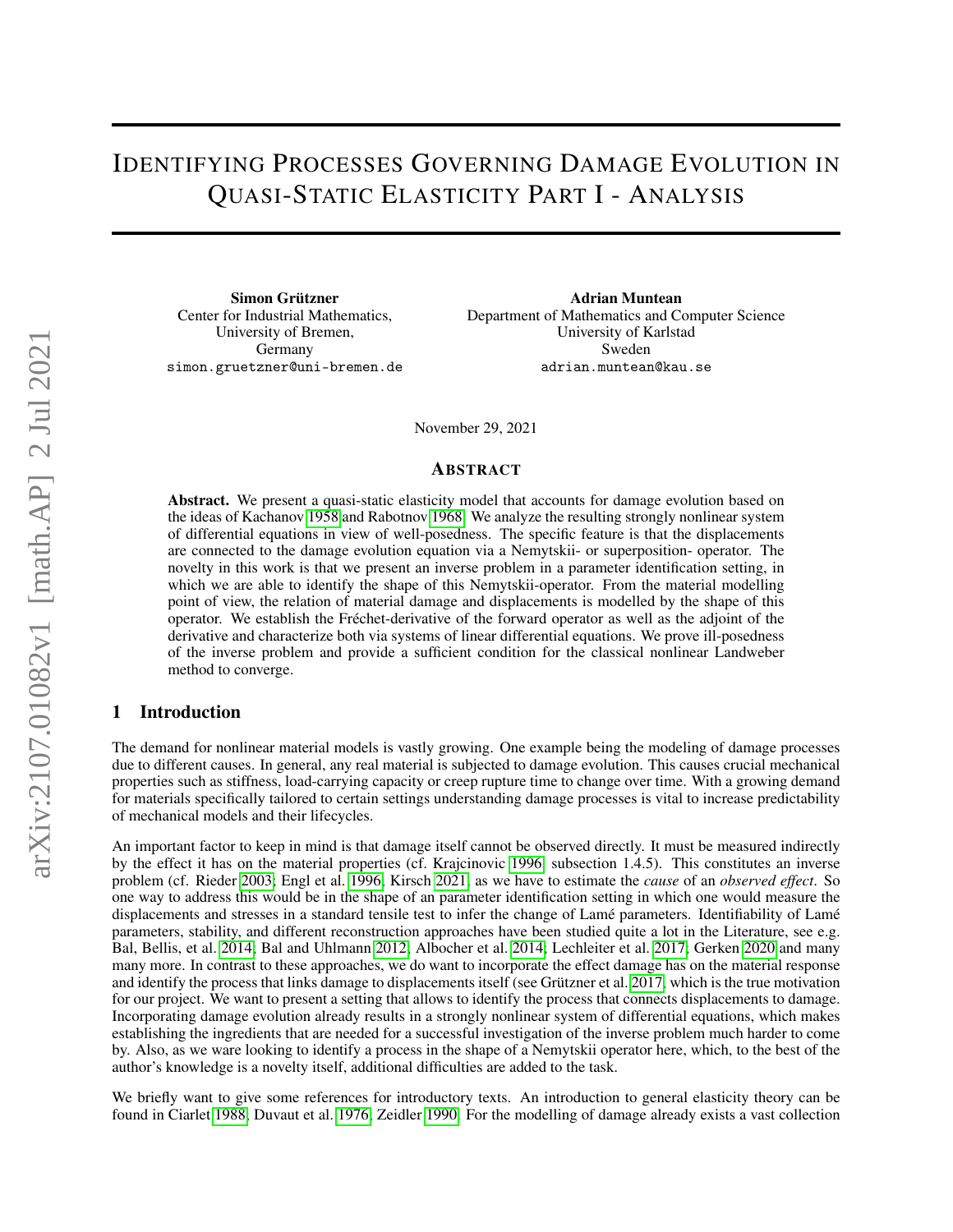# Identifying Processes Governing Damage Evolution in Quasi-Static Elasticity Part I - Analysis

**Simon Grützner**
Center for Industrial Mathematics,
University of Bremen,
Germany
simon.gruetzner@uni-bremen.de

**Adrian Muntean**
Department of Mathematics and Computer Science
University of Karlstad
Sweden
adrian.muntean@kau.se

November 29, 2021

## Abstract

**Abstract.** We present a quasi-static elasticity model that accounts for damage evolution based on the ideas of Kachanov 1958 and Rabotnov 1968. We analyze the resulting strongly nonlinear system of differential equations in view of well-posedness. The specific feature is that the displacements are connected to the damage evolution equation via a Nemytskii- or superposition- operator. The novelty in this work is that we present an inverse problem in a parameter identification setting, in which we are able to identify the shape of this Nemytskii-operator. From the material modelling point of view, the relation of material damage and displacements is modelled by the shape of this operator. We establish the Fréchet-derivative of the forward operator as well as the adjoint of the derivative and characterize both via systems of linear differential equations. We prove ill-posedness of the inverse problem and provide a sufficient condition for the classical nonlinear Landweber method to converge.

## 1 Introduction

The demand for nonlinear material models is vastly growing. One example being the modeling of damage processes due to different causes. In general, any real material is subjected to damage evolution. This causes crucial mechanical properties such as stiffness, load-carrying capacity or creep rupture time to change over time. With a growing demand for materials specifically tailored to certain settings understanding damage processes is vital to increase predictability of mechanical models and their lifecycles.

An important factor to keep in mind is that damage itself cannot be observed directly. It must be measured indirectly by the effect it has on the material properties (cf. Krajcinovic 1996, subsection 1.4.5). This constitutes an inverse problem (cf. Rieder 2003; Engl et al. 1996; Kirsch 2021) as we have to estimate the *cause* of an *observed effect*. So one way to address this would be in the shape of an parameter identification setting in which one would measure the displacements and stresses in a standard tensile test to infer the change of Lamé parameters. Identifiability of Lamé parameters, stability, and different reconstruction approaches have been studied quite a lot in the Literature, see e.g. Bal, Bellis, et al. 2014; Bal and Uhlmann 2012; Albocher et al. 2014; Lechleiter et al. 2017; Gerken 2020 and many many more. In contrast to these approaches, we do want to incorporate the effect damage has on the material response and identify the process that links damage to displacements itself (see Grützner et al. 2017, which is the true motivation for our project. We want to present a setting that allows to identify the process that connects displacements to damage. Incorporating damage evolution already results in a strongly nonlinear system of differential equations, which makes establishing the ingredients that are needed for a successful investigation of the inverse problem much harder to come by. Also, as we ware looking to identify a process in the shape of a Nemytskii operator here, which, to the best of the author's knowledge is a novelty itself, additional difficulties are added to the task.

We briefly want to give some references for introductory texts. An introduction to general elasticity theory can be found in Ciarlet 1988, Duvaut et al. 1976, Zeidler 1990. For the modelling of damage already exists a vast collection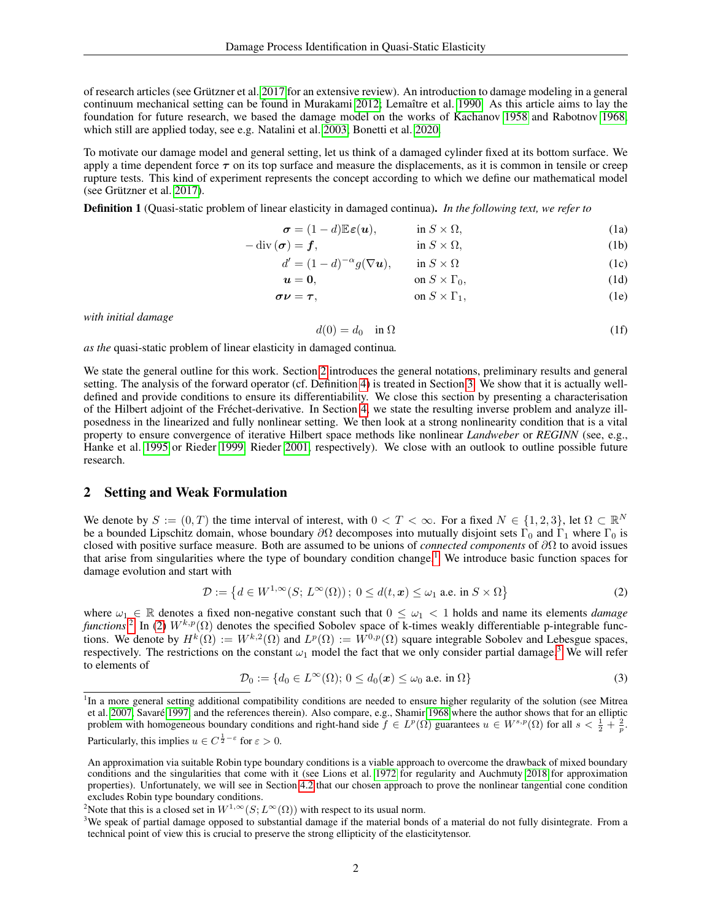of research articles (see Grützner et al. 2017 for an extensive review). An introduction to damage modeling in a general continuum mechanical setting can be found in Murakami 2012; Lemaître et al. 1990. As this article aims to lay the foundation for future research, we based the damage model on the works of Kachanov 1958 and Rabotnov 1968, which still are applied today, see e.g. Natalini et al. 2003, Bonetti et al. 2020.

To motivate our damage model and general setting, let us think of a damaged cylinder fixed at its bottom surface. We apply a time dependent force $\boldsymbol{\tau}$ on its top surface and measure the displacements, as it is common in tensile or creep rupture tests. This kind of experiment represents the concept according to which we define our mathematical model (see Grützner et al. 2017).

**Definition 1** (Quasi-static problem of linear elasticity in damaged continua)**.** *In the following text, we refer to*

$$\boldsymbol{\sigma} = (1-d)\mathbb{E}\boldsymbol{\varepsilon}(\boldsymbol{u}), \qquad \text{in } S \times \Omega, \tag{1a}$$

$$-\operatorname{div}(\boldsymbol{\sigma}) = \boldsymbol{f}, \qquad \text{in } S \times \Omega, \tag{1b}$$

$$d' = (1-d)^{-\alpha} g(\nabla \boldsymbol{u}), \qquad \text{in } S \times \Omega \tag{1c}$$

$$\boldsymbol{u} = \boldsymbol{0}, \qquad \text{on } S \times \Gamma_0, \tag{1d}$$

$$\boldsymbol{\sigma}\boldsymbol{\nu} = \boldsymbol{\tau}, \qquad \text{on } S \times \Gamma_1, \tag{1e}$$

*with initial damage*

$$d(0) = d_0 \quad \text{in } \Omega \tag{1f}$$

*as the* quasi-static problem of linear elasticity in damaged continua*.*

We state the general outline for this work. Section 2 introduces the general notations, preliminary results and general setting. The analysis of the forward operator (cf. Definition 4) is treated in Section 3. We show that it is actually well-defined and provide conditions to ensure its differentiability. We close this section by presenting a characterisation of the Hilbert adjoint of the Fréchet-derivative. In Section 4, we state the resulting inverse problem and analyze ill-posedness in the linearized and fully nonlinear setting. We then look at a strong nonlinearity condition that is a vital property to ensure convergence of iterative Hilbert space methods like nonlinear *Landweber* or *REGINN* (see, e.g., Hanke et al. 1995 or Rieder 1999, Rieder 2001, respectively). We close with an outlook to outline possible future research.

## 2 Setting and Weak Formulation

We denote by $S := (0, T)$ the time interval of interest, with $0 < T < \infty$. For a fixed $N \in \{1, 2, 3\}$, let $\Omega \subset \mathbb{R}^N$ be a bounded Lipschitz domain, whose boundary $\partial\Omega$ decomposes into mutually disjoint sets $\Gamma_0$ and $\Gamma_1$ where $\Gamma_0$ is closed with positive surface measure. Both are assumed to be unions of *connected components* of $\partial\Omega$ to avoid issues that arise from singularities where the type of boundary condition change.[1] We introduce basic function spaces for damage evolution and start with

$$\mathcal{D} := \left\{ d \in W^{1,\infty}(S;\, L^\infty(\Omega))\,;\; 0 \le d(t, \boldsymbol{x}) \le \omega_1 \text{ a.e. in } S \times \Omega \right\} \tag{2}$$

where $\omega_1 \in \mathbb{R}$ denotes a fixed non-negative constant such that $0 \le \omega_1 < 1$ holds and name its elements *damage functions*.[2] In (2) $W^{k,p}(\Omega)$ denotes the specified Sobolev space of k-times weakly differentiable p-integrable functions. We denote by $H^k(\Omega) := W^{k,2}(\Omega)$ and $L^p(\Omega) := W^{0,p}(\Omega)$ square integrable Sobolev and Lebesgue spaces, respectively. The restrictions on the constant $\omega_1$ model the fact that we only consider partial damage.[3] We will refer to elements of

$$\mathcal{D}_0 := \{ d_0 \in L^\infty(\Omega);\, 0 \le d_0(\boldsymbol{x}) \le \omega_0 \text{ a.e. in } \Omega \} \tag{3}$$

---

[1] In a more general setting additional compatibility conditions are needed to ensure higher regularity of the solution (see Mitrea et al. 2007, Savaré 1997, and the references therein). Also compare, e.g., Shamir 1968 where the author shows that for an elliptic problem with homogeneous boundary conditions and right-hand side $f \in L^p(\Omega)$ guarantees $u \in W^{s,p}(\Omega)$ for all $s < \frac{1}{2} + \frac{2}{p}$. Particularly, this implies $u \in C^{\frac{1}{2}-\varepsilon}$ for $\varepsilon > 0$.

An approximation via suitable Robin type boundary conditions is a viable approach to overcome the drawback of mixed boundary conditions and the singularities that come with it (see Lions et al. 1972 for regularity and Auchmuty 2018 for approximation properties). Unfortunately, we will see in Section 4.2 that our chosen approach to prove the nonlinear tangential cone condition excludes Robin type boundary conditions.

[2] Note that this is a closed set in $W^{1,\infty}(S; L^\infty(\Omega))$ with respect to its usual norm.

[3] We speak of partial damage opposed to substantial damage if the material bonds of a material do not fully disintegrate. From a technical point of view this is crucial to preserve the strong ellipticity of the elasticitytensor.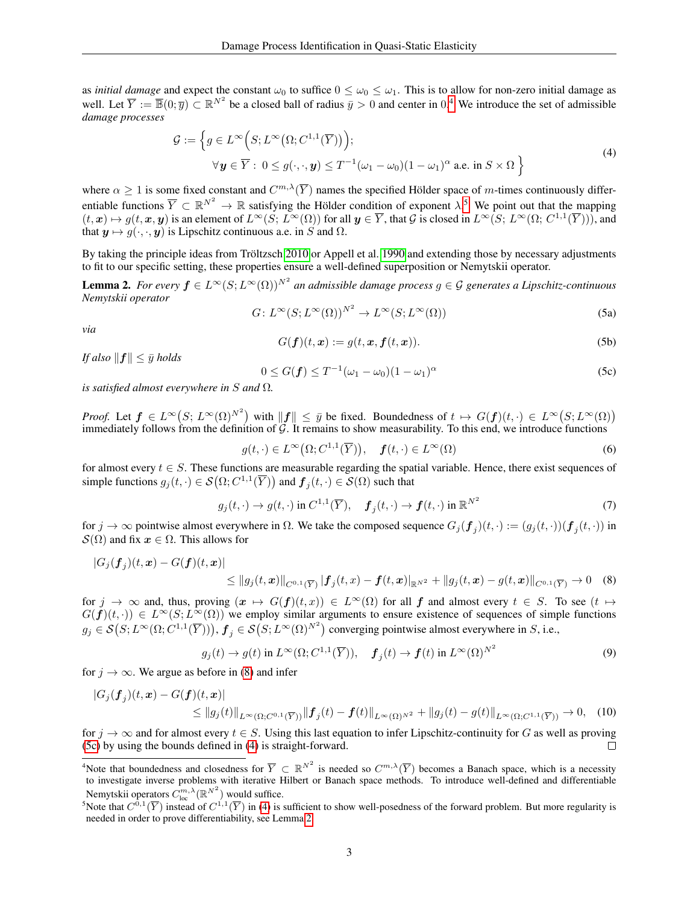as *initial damage* and expect the constant $\omega_0$ to suffice $0 \le \omega_0 \le \omega_1$. This is to allow for non-zero initial damage as well. Let $\overline{Y} := \overline{\mathbb{B}}(0; \overline{y}) \subset \mathbb{R}^{N^2}$ be a closed ball of radius $\bar{y} > 0$ and center in 0.[4] We introduce the set of admissible *damage processes*

$$
\begin{aligned}
\mathcal{G} := \Big\{ & g \in L^\infty\Big(S; L^\infty\big(\Omega; C^{1,1}(\overline{Y})\big)\Big); \\
& \forall \boldsymbol{y} \in \overline{Y}: \ 0 \le g(\cdot, \cdot, \boldsymbol{y}) \le T^{-1}(\omega_1 - \omega_0)(1 - \omega_1)^\alpha \text{ a.e. in } S \times \Omega \Big\}
\end{aligned}
\tag{4}
$$

where $\alpha \ge 1$ is some fixed constant and $C^{m,\lambda}(\overline{Y})$ names the specified Hölder space of $m$-times continuously differentiable functions $\overline{Y} \subset \mathbb{R}^{N^2} \to \mathbb{R}$ satisfying the Hölder condition of exponent $\lambda$.[5] We point out that the mapping $(t, \boldsymbol{x}) \mapsto g(t, \boldsymbol{x}, \boldsymbol{y})$ is an element of $L^\infty(S; L^\infty(\Omega))$ for all $\boldsymbol{y} \in \overline{Y}$, that $\mathcal{G}$ is closed in $L^\infty(S; L^\infty(\Omega; C^{1,1}(\overline{Y})))$, and that $\boldsymbol{y} \mapsto g(\cdot, \cdot, \boldsymbol{y})$ is Lipschitz continuous a.e. in $S$ and $\Omega$.

By taking the principle ideas from Tröltzsch 2010 or Appell et al. 1990 and extending those by necessary adjustments to fit to our specific setting, these properties ensure a well-defined superposition or Nemytskii operator.

**Lemma 2.** *For every $\boldsymbol{f} \in L^\infty(S; L^\infty(\Omega))^{N^2}$ an admissible damage process $g \in \mathcal{G}$ generates a Lipschitz-continuous Nemytskii operator*

$$
G \colon L^\infty(S; L^\infty(\Omega))^{N^2} \to L^\infty(S; L^\infty(\Omega)) \tag{5a}
$$

*via*

$$
G(\boldsymbol{f})(t, \boldsymbol{x}) := g(t, \boldsymbol{x}, \boldsymbol{f}(t, \boldsymbol{x})). \tag{5b}
$$

*If also $\|\boldsymbol{f}\| \le \bar{y}$ holds*

$$
0 \le G(\boldsymbol{f}) \le T^{-1}(\omega_1 - \omega_0)(1 - \omega_1)^\alpha \tag{5c}
$$

*is satisfied almost everywhere in $S$ and $\Omega$.*

*Proof.* Let $\boldsymbol{f} \in L^\infty\big(S; L^\infty(\Omega)^{N^2}\big)$ with $\|\boldsymbol{f}\| \le \bar{y}$ be fixed. Boundedness of $t \mapsto G(\boldsymbol{f})(t, \cdot) \in L^\infty\big(S; L^\infty(\Omega)\big)$ immediately follows from the definition of $\mathcal{G}$. It remains to show measurability. To this end, we introduce functions

$$
g(t, \cdot) \in L^\infty\big(\Omega; C^{1,1}(\overline{Y})\big), \quad \boldsymbol{f}(t, \cdot) \in L^\infty(\Omega) \tag{6}
$$

for almost every $t \in S$. These functions are measurable regarding the spatial variable. Hence, there exist sequences of simple functions $g_j(t, \cdot) \in \mathcal{S}\big(\Omega; C^{1,1}(\overline{Y})\big)$ and $\boldsymbol{f}_j(t, \cdot) \in \mathcal{S}(\Omega)$ such that

$$
g_j(t, \cdot) \to g(t, \cdot) \text{ in } C^{1,1}(\overline{Y}), \quad \boldsymbol{f}_j(t, \cdot) \to \boldsymbol{f}(t, \cdot) \text{ in } \mathbb{R}^{N^2} \tag{7}
$$

for $j \to \infty$ pointwise almost everywhere in $\Omega$. We take the composed sequence $G_j(\boldsymbol{f}_j)(t, \cdot) := (g_j(t, \cdot))(\boldsymbol{f}_j(t, \cdot))$ in $\mathcal{S}(\Omega)$ and fix $\boldsymbol{x} \in \Omega$. This allows for

$$
\begin{aligned}
&|G_j(\boldsymbol{f}_j)(t, \boldsymbol{x}) - G(\boldsymbol{f})(t, \boldsymbol{x})| \\
&\qquad \le \|g_j(t, \boldsymbol{x})\|_{C^{0,1}(\overline{Y})} \, |\boldsymbol{f}_j(t, x) - \boldsymbol{f}(t, \boldsymbol{x})|_{\mathbb{R}^{N^2}} + \|g_j(t, \boldsymbol{x}) - g(t, \boldsymbol{x})\|_{C^{0,1}(\overline{Y})} \to 0
\end{aligned}
\tag{8}
$$

for $j \to \infty$ and, thus, proving $(\boldsymbol{x} \mapsto G(\boldsymbol{f})(t, x)) \in L^\infty(\Omega)$ for all $\boldsymbol{f}$ and almost every $t \in S$. To see $(t \mapsto G(\boldsymbol{f})(t, \cdot)) \in L^\infty(S; L^\infty(\Omega))$ we employ similar arguments to ensure existence of sequences of simple functions $g_j \in \mathcal{S}\big(S; L^\infty(\Omega; C^{1,1}(\overline{Y}))\big)$, $\boldsymbol{f}_j \in \mathcal{S}\big(S; L^\infty(\Omega)^{N^2}\big)$ converging pointwise almost everywhere in $S$, i.e.,

$$
g_j(t) \to g(t) \text{ in } L^\infty(\Omega; C^{1,1}(\overline{Y})), \quad \boldsymbol{f}_j(t) \to \boldsymbol{f}(t) \text{ in } L^\infty(\Omega)^{N^2} \tag{9}
$$

for $j \to \infty$. We argue as before in (8) and infer

$$
\begin{aligned}
&|G_j(\boldsymbol{f}_j)(t, \boldsymbol{x}) - G(\boldsymbol{f})(t, \boldsymbol{x})| \\
&\qquad \le \|g_j(t)\|_{L^\infty(\Omega; C^{0,1}(\overline{Y}))} \|\boldsymbol{f}_j(t) - \boldsymbol{f}(t)\|_{L^\infty(\Omega)^{N^2}} + \|g_j(t) - g(t)\|_{L^\infty(\Omega; C^{1,1}(\overline{Y}))} \to 0,
\end{aligned}
\tag{10}
$$

for $j \to \infty$ and for almost every $t \in S$. Using this last equation to infer Lipschitz-continuity for $G$ as well as proving (5c) by using the bounds defined in (4) is straight-forward. $\square$

---

[4] Note that boundedness and closedness for $\overline{Y} \subset \mathbb{R}^{N^2}$ is needed so $C^{m,\lambda}(\overline{Y})$ becomes a Banach space, which is a necessity to investigate inverse problems with iterative Hilbert or Banach space methods. To introduce well-defined and differentiable Nemytskii operators $C^{m,\lambda}_{\text{loc}}(\mathbb{R}^{N^2})$ would suffice.

[5] Note that $C^{0,1}(\overline{Y})$ instead of $C^{1,1}(\overline{Y})$ in (4) is sufficient to show well-posedness of the forward problem. But more regularity is needed in order to prove differentiability, see Lemma 2.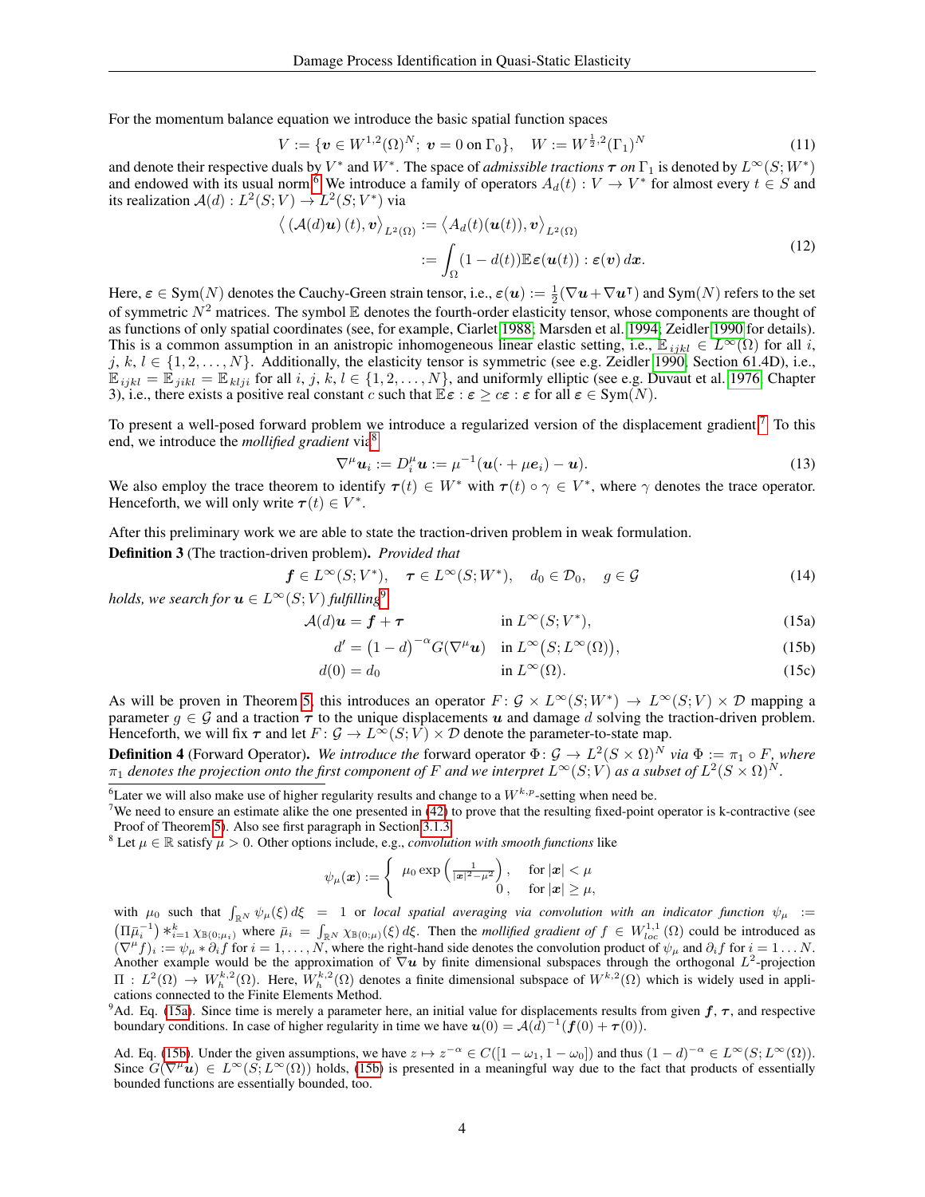For the momentum balance equation we introduce the basic spatial function spaces

$$V := \{\boldsymbol{v} \in W^{1,2}(\Omega)^N;\ \boldsymbol{v} = 0 \text{ on } \Gamma_0\}, \quad W := W^{\frac{1}{2},2}(\Gamma_1)^N \tag{11}$$

and denote their respective duals by $V^*$ and $W^*$. The space of *admissible tractions* $\boldsymbol{\tau}$ *on* $\Gamma_1$ is denoted by $L^\infty(S; W^*)$ and endowed with its usual norm.[6] We introduce a family of operators $A_d(t): V \to V^*$ for almost every $t \in S$ and its realization $\mathcal{A}(d) : L^2(S; V) \to L^2(S; V^*)$ via

$$\begin{aligned}\left\langle \left(\mathcal{A}(d)\boldsymbol{u}\right)(t), \boldsymbol{v}\right\rangle_{L^2(\Omega)} &:= \left\langle A_d(t)(\boldsymbol{u}(t)), \boldsymbol{v}\right\rangle_{L^2(\Omega)} \\ &:= \int_\Omega (1 - d(t))\mathbb{E}\boldsymbol{\varepsilon}(\boldsymbol{u}(t)) : \boldsymbol{\varepsilon}(\boldsymbol{v})\, d\boldsymbol{x}.\end{aligned} \tag{12}$$

Here, $\boldsymbol{\varepsilon} \in \mathrm{Sym}(N)$ denotes the Cauchy-Green strain tensor, i.e., $\boldsymbol{\varepsilon}(\boldsymbol{u}) := \frac{1}{2}(\nabla\boldsymbol{u} + \nabla\boldsymbol{u}^\intercal)$ and $\mathrm{Sym}(N)$ refers to the set of symmetric $N^2$ matrices. The symbol $\mathbb{E}$ denotes the fourth-order elasticity tensor, whose components are thought of as functions of only spatial coordinates (see, for example, Ciarlet 1988; Marsden et al. 1994; Zeidler 1990 for details). This is a common assumption in an anistropic inhomogeneous linear elastic setting, i.e., $\mathbb{E}_{ijkl} \in L^\infty(\Omega)$ for all $i$, $j$, $k$, $l \in \{1, 2, \dots, N\}$. Additionally, the elasticity tensor is symmetric (see e.g. Zeidler 1990, Section 61.4D), i.e., $\mathbb{E}_{ijkl} = \mathbb{E}_{jikl} = \mathbb{E}_{klji}$ for all $i$, $j$, $k$, $l \in \{1, 2, \dots, N\}$, and uniformly elliptic (see e.g. Duvaut et al. 1976, Chapter 3), i.e., there exists a positive real constant $c$ such that $\mathbb{E}\boldsymbol{\varepsilon} : \boldsymbol{\varepsilon} \geq c\boldsymbol{\varepsilon} : \boldsymbol{\varepsilon}$ for all $\boldsymbol{\varepsilon} \in \mathrm{Sym}(N)$.

To present a well-posed forward problem we introduce a regularized version of the displacement gradient.[7] To this end, we introduce the *mollified gradient* via[8]

$$\nabla^\mu \boldsymbol{u}_i := D_i^\mu \boldsymbol{u} := \mu^{-1}(\boldsymbol{u}(\cdot + \mu\boldsymbol{e}_i) - \boldsymbol{u}). \tag{13}$$

We also employ the trace theorem to identify $\boldsymbol{\tau}(t) \in W^*$ with $\boldsymbol{\tau}(t) \circ \gamma \in V^*$, where $\gamma$ denotes the trace operator. Henceforth, we will only write $\boldsymbol{\tau}(t) \in V^*$.

After this preliminary work we are able to state the traction-driven problem in weak formulation.

**Definition 3** (The traction-driven problem). *Provided that*

$$\boldsymbol{f} \in L^\infty(S; V^*), \quad \boldsymbol{\tau} \in L^\infty(S; W^*), \quad d_0 \in \mathcal{D}_0, \quad g \in \mathcal{G} \tag{14}$$

*holds, we search for* $\boldsymbol{u} \in L^\infty(S; V)$ *fulfilling*[9]

$$\mathcal{A}(d)\boldsymbol{u} = \boldsymbol{f} + \boldsymbol{\tau} \qquad \text{in } L^\infty(S; V^*), \tag{15a}$$

$$d' = \left(1 - d\right)^{-\alpha} G(\nabla^\mu \boldsymbol{u}) \quad \text{in } L^\infty\big(S; L^\infty(\Omega)\big), \tag{15b}$$

$$d(0) = d_0 \qquad \text{in } L^\infty(\Omega). \tag{15c}$$

As will be proven in Theorem 5, this introduces an operator $F\colon \mathcal{G} \times L^\infty(S; W^*) \to L^\infty(S; V) \times \mathcal{D}$ mapping a parameter $g \in \mathcal{G}$ and a traction $\boldsymbol{\tau}$ to the unique displacements $\boldsymbol{u}$ and damage $d$ solving the traction-driven problem. Henceforth, we will fix $\boldsymbol{\tau}$ and let $F\colon \mathcal{G} \to L^\infty(S; V) \times \mathcal{D}$ denote the parameter-to-state map.

**Definition 4** (Forward Operator). *We introduce the* forward operator $\Phi\colon \mathcal{G} \to L^2(S \times \Omega)^N$ *via* $\Phi := \pi_1 \circ F$, *where* $\pi_1$ *denotes the projection onto the first component of* $F$ *and we interpret* $L^\infty(S; V)$ *as a subset of* $L^2(S \times \Omega)^N$.

---

[6] Later we will also make use of higher regularity results and change to a $W^{k,p}$-setting when need be.

[7] We need to ensure an estimate alike the one presented in (42) to prove that the resulting fixed-point operator is k-contractive (see Proof of Theorem 5). Also see first paragraph in Section 3.1.3.

[8] Let $\mu \in \mathbb{R}$ satisfy $\mu > 0$. Other options include, e.g., *convolution with smooth functions* like

$$\psi_\mu(\boldsymbol{x}) := \begin{cases} \mu_0 \exp\left(\frac{1}{|\boldsymbol{x}|^2 - \mu^2}\right), & \text{for } |\boldsymbol{x}| < \mu \\ 0\,, & \text{for } |\boldsymbol{x}| \geq \mu, \end{cases}$$

with $\mu_0$ such that $\int_{\mathbb{R}^N} \psi_\mu(\xi)\, d\xi = 1$ or *local spatial averaging via convolution with an indicator function* $\psi_\mu := \left(\Pi \bar{\mu}_i^{-1}\right) *_{i=1}^k \chi_{\mathbb{B}(0;\mu_i)}$ where $\bar{\mu}_i = \int_{\mathbb{R}^N} \chi_{\mathbb{B}(0;\mu)}(\xi)\, d\xi$. Then the *mollified gradient of* $f \in W^{1,1}_{loc}(\Omega)$ could be introduced as $(\nabla^\mu f)_i := \psi_\mu * \partial_i f$ for $i = 1, \dots, N$, where the right-hand side denotes the convolution product of $\psi_\mu$ and $\partial_i f$ for $i = 1 \dots N$. Another example would be the approximation of $\nabla\boldsymbol{u}$ by finite dimensional subspaces through the orthogonal $L^2$-projection $\Pi : L^2(\Omega) \to W_h^{k,2}(\Omega)$. Here, $W_h^{k,2}(\Omega)$ denotes a finite dimensional subspace of $W^{k,2}(\Omega)$ which is widely used in applications connected to the Finite Elements Method.

[9] Ad. Eq. (15a). Since time is merely a parameter here, an initial value for displacements results from given $\boldsymbol{f}$, $\boldsymbol{\tau}$, and respective boundary conditions. In case of higher regularity in time we have $\boldsymbol{u}(0) = \mathcal{A}(d)^{-1}(\boldsymbol{f}(0) + \boldsymbol{\tau}(0))$.

Ad. Eq. (15b). Under the given assumptions, we have $z \mapsto z^{-\alpha} \in C([1 - \omega_1, 1 - \omega_0])$ and thus $(1 - d)^{-\alpha} \in L^\infty(S; L^\infty(\Omega))$. Since $G(\nabla^\mu \boldsymbol{u}) \in L^\infty(S; L^\infty(\Omega))$ holds, (15b) is presented in a meaningful way due to the fact that products of essentially bounded functions are essentially bounded, too.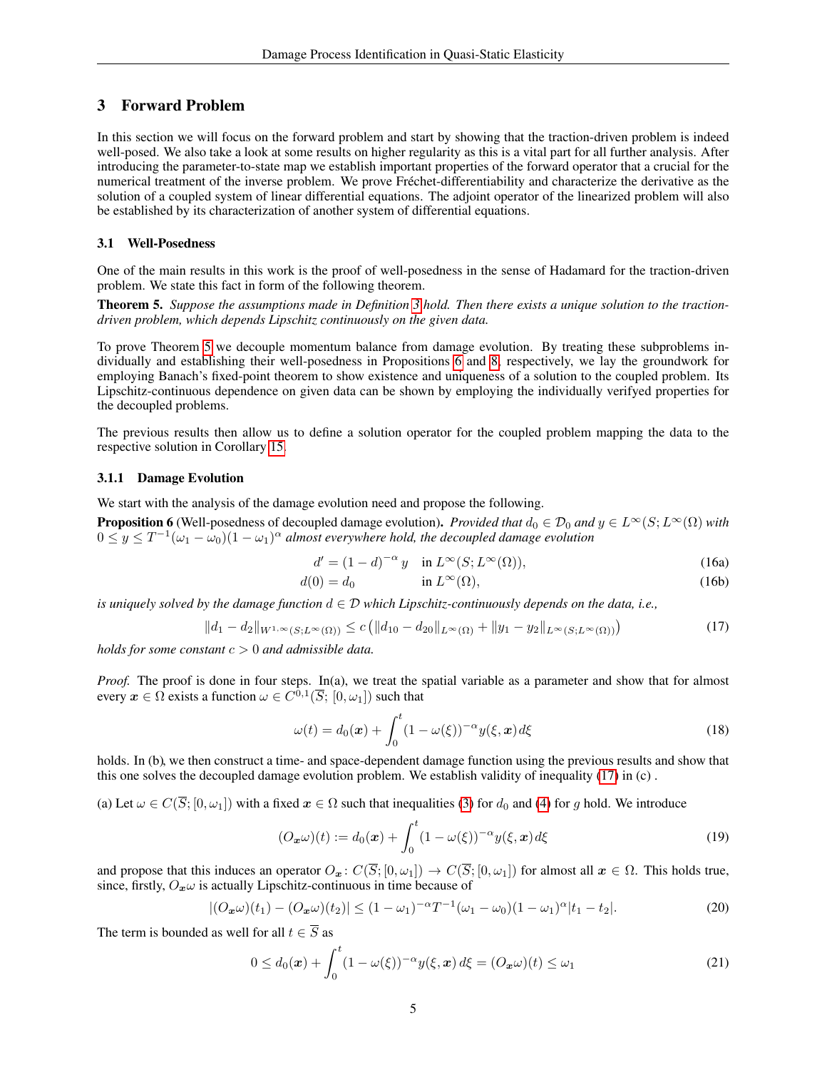## 3 Forward Problem

In this section we will focus on the forward problem and start by showing that the traction-driven problem is indeed well-posed. We also take a look at some results on higher regularity as this is a vital part for all further analysis. After introducing the parameter-to-state map we establish important properties of the forward operator that a crucial for the numerical treatment of the inverse problem. We prove Fréchet-differentiability and characterize the derivative as the solution of a coupled system of linear differential equations. The adjoint operator of the linearized problem will also be established by its characterization of another system of differential equations.

### 3.1 Well-Posedness

One of the main results in this work is the proof of well-posedness in the sense of Hadamard for the traction-driven problem. We state this fact in form of the following theorem.

**Theorem 5.** *Suppose the assumptions made in Definition 3 hold. Then there exists a unique solution to the traction-driven problem, which depends Lipschitz continuously on the given data.*

To prove Theorem 5 we decouple momentum balance from damage evolution. By treating these subproblems individually and establishing their well-posedness in Propositions 6 and 8, respectively, we lay the groundwork for employing Banach's fixed-point theorem to show existence and uniqueness of a solution to the coupled problem. Its Lipschitz-continuous dependence on given data can be shown by employing the individually verifyed properties for the decoupled problems.

The previous results then allow us to define a solution operator for the coupled problem mapping the data to the respective solution in Corollary 15.

#### 3.1.1 Damage Evolution

We start with the analysis of the damage evolution need and propose the following.

**Proposition 6** (Well-posedness of decoupled damage evolution)**.** *Provided that $d_0 \in \mathcal{D}_0$ and $y \in L^\infty(S; L^\infty(\Omega))$ with $0 \leq y \leq T^{-1}(\omega_1 - \omega_0)(1-\omega_1)^\alpha$ almost everywhere hold, the decoupled damage evolution*

$$d' = (1-d)^{-\alpha}\, y \quad \text{in } L^\infty(S; L^\infty(\Omega)), \tag{16a}$$

$$d(0) = d_0 \quad \text{in } L^\infty(\Omega), \tag{16b}$$

*is uniquely solved by the damage function $d \in \mathcal{D}$ which Lipschitz-continuously depends on the data, i.e.,*

$$\|d_1 - d_2\|_{W^{1,\infty}(S;L^\infty(\Omega))} \leq c\left(\|d_{10} - d_{20}\|_{L^\infty(\Omega)} + \|y_1 - y_2\|_{L^\infty(S;L^\infty(\Omega))}\right) \tag{17}$$

*holds for some constant $c > 0$ and admissible data.*

*Proof.* The proof is done in four steps. In(a), we treat the spatial variable as a parameter and show that for almost every $\boldsymbol{x} \in \Omega$ exists a function $\omega \in C^{0,1}(\overline{S};\, [0, \omega_1])$ such that

$$\omega(t) = d_0(\boldsymbol{x}) + \int_0^t (1-\omega(\xi))^{-\alpha} y(\xi, \boldsymbol{x})\, d\xi \tag{18}$$

holds. In (b), we then construct a time- and space-dependent damage function using the previous results and show that this one solves the decoupled damage evolution problem. We establish validity of inequality (17) in (c) .

(a) Let $\omega \in C(\overline{S}; [0, \omega_1])$ with a fixed $\boldsymbol{x} \in \Omega$ such that inequalities (3) for $d_0$ and (4) for $g$ hold. We introduce

$$(O_{\boldsymbol{x}}\omega)(t) := d_0(\boldsymbol{x}) + \int_0^t (1-\omega(\xi))^{-\alpha} y(\xi, \boldsymbol{x})\, d\xi \tag{19}$$

and propose that this induces an operator $O_{\boldsymbol{x}} \colon C(\overline{S}; [0, \omega_1]) \to C(\overline{S}; [0, \omega_1])$ for almost all $\boldsymbol{x} \in \Omega$. This holds true, since, firstly, $O_{\boldsymbol{x}}\omega$ is actually Lipschitz-continuous in time because of

$$|(O_{\boldsymbol{x}}\omega)(t_1) - (O_{\boldsymbol{x}}\omega)(t_2)| \leq (1-\omega_1)^{-\alpha} T^{-1}(\omega_1 - \omega_0)(1-\omega_1)^\alpha |t_1 - t_2|. \tag{20}$$

The term is bounded as well for all $t \in \overline{S}$ as

$$0 \leq d_0(\boldsymbol{x}) + \int_0^t (1-\omega(\xi))^{-\alpha} y(\xi, \boldsymbol{x})\, d\xi = (O_{\boldsymbol{x}}\omega)(t) \leq \omega_1 \tag{21}$$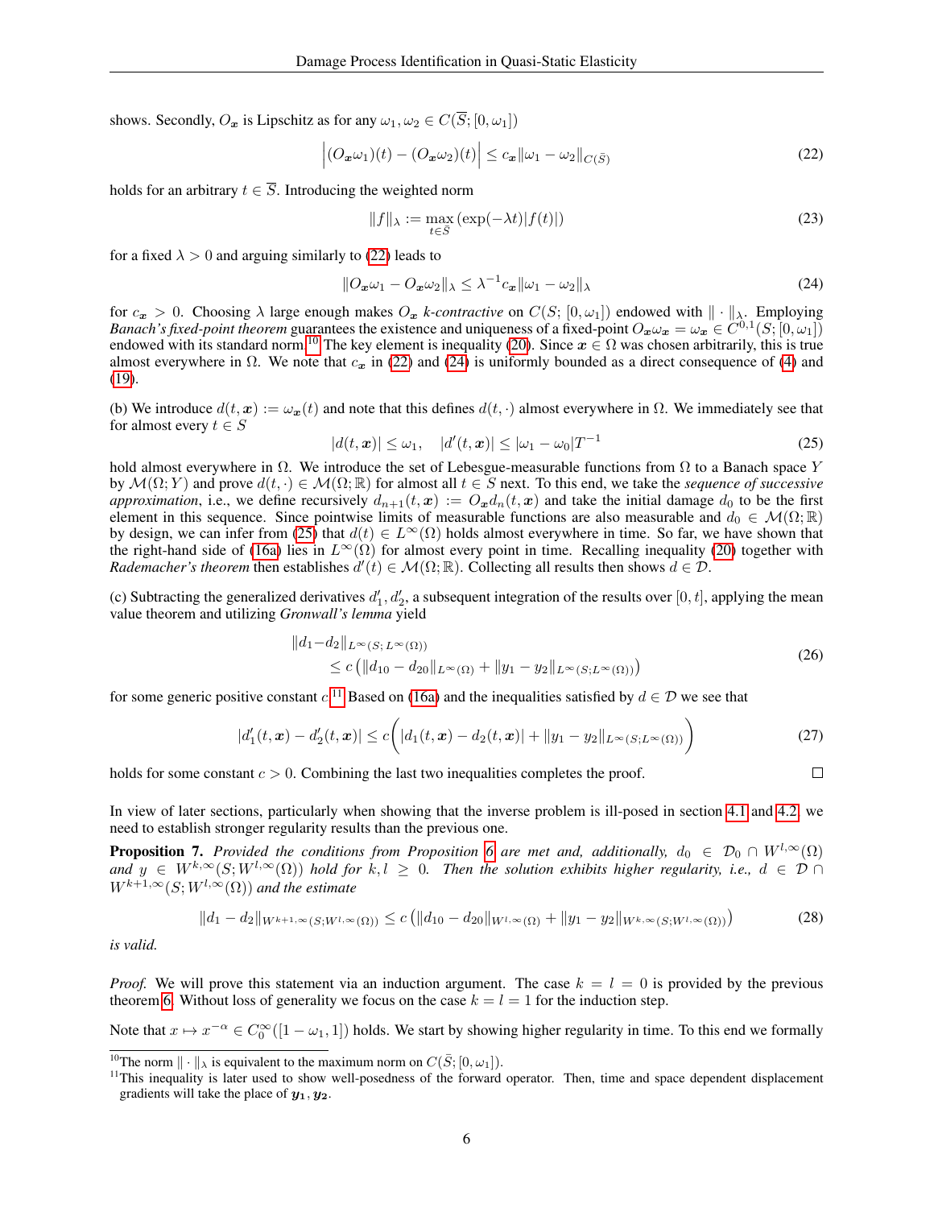shows. Secondly, $O_{\boldsymbol{x}}$ is Lipschitz as for any $\omega_1, \omega_2 \in C(\overline{S}; [0, \omega_1])$

$$\left|(O_{\boldsymbol{x}}\omega_1)(t) - (O_{\boldsymbol{x}}\omega_2)(t)\right| \leq c_{\boldsymbol{x}} \|\omega_1 - \omega_2\|_{C(\bar{S})} \tag{22}$$

holds for an arbitrary $t \in \overline{S}$. Introducing the weighted norm

$$\|f\|_\lambda := \max_{t \in \bar{S}} \left(\exp(-\lambda t)|f(t)|\right) \tag{23}$$

for a fixed $\lambda > 0$ and arguing similarly to (22) leads to

$$\|O_{\boldsymbol{x}}\omega_1 - O_{\boldsymbol{x}}\omega_2\|_\lambda \leq \lambda^{-1} c_{\boldsymbol{x}} \|\omega_1 - \omega_2\|_\lambda \tag{24}$$

for $c_{\boldsymbol{x}} > 0$. Choosing $\lambda$ large enough makes $O_{\boldsymbol{x}}$ *k-contractive* on $C(S; [0, \omega_1])$ endowed with $\| \cdot \|_\lambda$. Employing *Banach's fixed-point theorem* guarantees the existence and uniqueness of a fixed-point $O_{\boldsymbol{x}}\omega_{\boldsymbol{x}} = \omega_{\boldsymbol{x}} \in C^{0,1}(S; [0, \omega_1])$ endowed with its standard norm.[10] The key element is inequality (20). Since $\boldsymbol{x} \in \Omega$ was chosen arbitrarily, this is true almost everywhere in $\Omega$. We note that $c_{\boldsymbol{x}}$ in (22) and (24) is uniformly bounded as a direct consequence of (4) and (19).

(b) We introduce $d(t, \boldsymbol{x}) := \omega_{\boldsymbol{x}}(t)$ and note that this defines $d(t, \cdot)$ almost everywhere in $\Omega$. We immediately see that for almost every $t \in S$

$$|d(t, \boldsymbol{x})| \leq \omega_1, \quad |d'(t, \boldsymbol{x})| \leq |\omega_1 - \omega_0| T^{-1} \tag{25}$$

hold almost everywhere in $\Omega$. We introduce the set of Lebesgue-measurable functions from $\Omega$ to a Banach space $Y$ by $\mathcal{M}(\Omega; Y)$ and prove $d(t, \cdot) \in \mathcal{M}(\Omega; \mathbb{R})$ for almost all $t \in S$ next. To this end, we take the *sequence of successive approximation*, i.e., we define recursively $d_{n+1}(t, \boldsymbol{x}) := O_{\boldsymbol{x}} d_n(t, \boldsymbol{x})$ and take the initial damage $d_0$ to be the first element in this sequence. Since pointwise limits of measurable functions are also measurable and $d_0 \in \mathcal{M}(\Omega; \mathbb{R})$ by design, we can infer from (25) that $d(t) \in L^\infty(\Omega)$ holds almost everywhere in time. So far, we have shown that the right-hand side of (16a) lies in $L^\infty(\Omega)$ for almost every point in time. Recalling inequality (20) together with *Rademacher's theorem* then establishes $d'(t) \in \mathcal{M}(\Omega; \mathbb{R})$. Collecting all results then shows $d \in \mathcal{D}$.

(c) Subtracting the generalized derivatives $d_1', d_2'$, a subsequent integration of the results over $[0, t]$, applying the mean value theorem and utilizing *Gronwall's lemma* yield

$$\begin{aligned} &\|d_1 - d_2\|_{L^\infty(S; L^\infty(\Omega))} \\ &\qquad \leq c \left(\|d_{10} - d_{20}\|_{L^\infty(\Omega)} + \|y_1 - y_2\|_{L^\infty(S; L^\infty(\Omega))}\right) \end{aligned} \tag{26}$$

for some generic positive constant $c$.[11] Based on (16a) and the inequalities satisfied by $d \in \mathcal{D}$ we see that

$$|d_1'(t, \boldsymbol{x}) - d_2'(t, \boldsymbol{x})| \leq c \left(|d_1(t, \boldsymbol{x}) - d_2(t, \boldsymbol{x})| + \|y_1 - y_2\|_{L^\infty(S; L^\infty(\Omega))}\right) \tag{27}$$

holds for some constant $c > 0$. Combining the last two inequalities completes the proof. □

In view of later sections, particularly when showing that the inverse problem is ill-posed in section 4.1 and 4.2, we need to establish stronger regularity results than the previous one.

**Proposition 7.** *Provided the conditions from Proposition 6 are met and, additionally, $d_0 \in \mathcal{D}_0 \cap W^{l,\infty}(\Omega)$ and $y \in W^{k,\infty}(S; W^{l,\infty}(\Omega))$ hold for $k, l \geq 0$. Then the solution exhibits higher regularity, i.e., $d \in \mathcal{D} \cap W^{k+1,\infty}(S; W^{l,\infty}(\Omega))$ and the estimate*

$$\|d_1 - d_2\|_{W^{k+1,\infty}(S; W^{l,\infty}(\Omega))} \leq c \left(\|d_{10} - d_{20}\|_{W^{l,\infty}(\Omega)} + \|y_1 - y_2\|_{W^{k,\infty}(S; W^{l,\infty}(\Omega))}\right) \tag{28}$$

*is valid.*

*Proof.* We will prove this statement via an induction argument. The case $k = l = 0$ is provided by the previous theorem 6. Without loss of generality we focus on the case $k = l = 1$ for the induction step.

Note that $x \mapsto x^{-\alpha} \in C_0^\infty([1 - \omega_1, 1])$ holds. We start by showing higher regularity in time. To this end we formally

[10] The norm $\| \cdot \|_\lambda$ is equivalent to the maximum norm on $C(\bar{S}; [0, \omega_1])$.

[11] This inequality is later used to show well-posedness of the forward operator. Then, time and space dependent displacement gradients will take the place of $\boldsymbol{y_1}, \boldsymbol{y_2}$.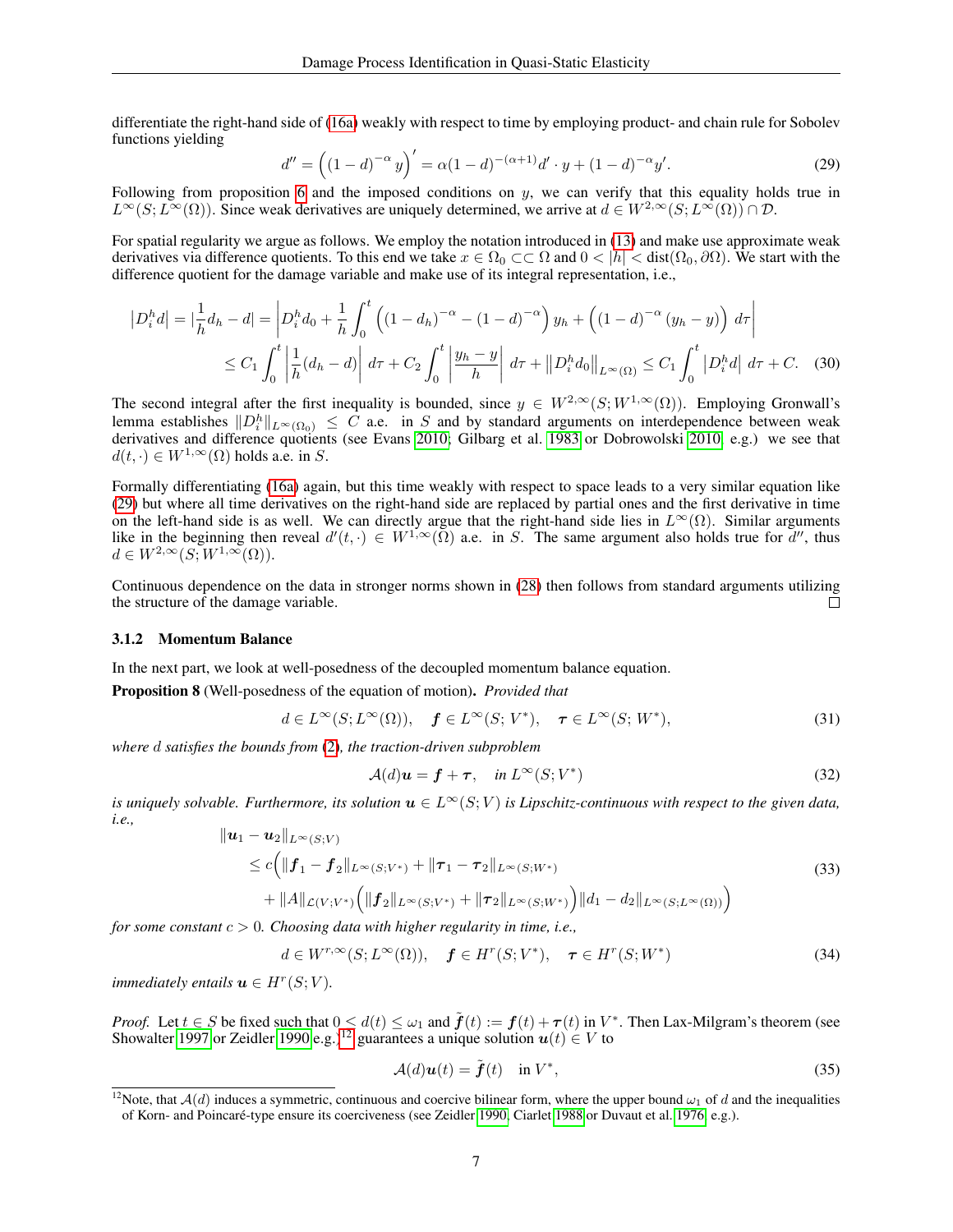differentiate the right-hand side of (16a) weakly with respect to time by employing product- and chain rule for Sobolev functions yielding

$$d'' = \Big((1-d)^{-\alpha}\, y\Big)' = \alpha(1-d)^{-(\alpha+1)} d' \cdot y + (1-d)^{-\alpha} y'. \tag{29}$$

Following from proposition 6 and the imposed conditions on $y$, we can verify that this equality holds true in $L^\infty(S; L^\infty(\Omega))$. Since weak derivatives are uniquely determined, we arrive at $d \in W^{2,\infty}(S; L^\infty(\Omega)) \cap \mathcal{D}$.

For spatial regularity we argue as follows. We employ the notation introduced in (13) and make use approximate weak derivatives via difference quotients. To this end we take $x \in \Omega_0 \subset\subset \Omega$ and $0 < |h| < \operatorname{dist}(\Omega_0, \partial\Omega)$. We start with the difference quotient for the damage variable and make use of its integral representation, i.e.,

$$\begin{aligned} \left|D_i^h d\right| = \left|\frac{1}{h} d_h - d\right| &= \left| D_i^h d_0 + \frac{1}{h}\int_0^t \Big((1-d_h)^{-\alpha} - (1-d)^{-\alpha}\Big) y_h + \Big((1-d)^{-\alpha}(y_h - y)\Big)\, d\tau \right| \\ &\le C_1 \int_0^t \left|\frac{1}{h}(d_h - d)\right| d\tau + C_2 \int_0^t \left|\frac{y_h - y}{h}\right| d\tau + \left\|D_i^h d_0\right\|_{L^\infty(\Omega)} \le C_1 \int_0^t \left|D_i^h d\right| d\tau + C. \end{aligned} \tag{30}$$

The second integral after the first inequality is bounded, since $y \in W^{2,\infty}(S; W^{1,\infty}(\Omega))$. Employing Gronwall's lemma establishes $\|D_i^h\|_{L^\infty(\Omega_0)} \le C$ a.e. in $S$ and by standard arguments on interdependence between weak derivatives and difference quotients (see Evans 2010; Gilbarg et al. 1983 or Dobrowolski 2010, e.g.) we see that $d(t, \cdot) \in W^{1,\infty}(\Omega)$ holds a.e. in $S$.

Formally differentiating (16a) again, but this time weakly with respect to space leads to a very similar equation like (29) but where all time derivatives on the right-hand side are replaced by partial ones and the first derivative in time on the left-hand side is as well. We can directly argue that the right-hand side lies in $L^\infty(\Omega)$. Similar arguments like in the beginning then reveal $d'(t, \cdot) \in W^{1,\infty}(\Omega)$ a.e. in $S$. The same argument also holds true for $d''$, thus $d \in W^{2,\infty}(S; W^{1,\infty}(\Omega))$.

Continuous dependence on the data in stronger norms shown in (28) then follows from standard arguments utilizing the structure of the damage variable. □

### 3.1.2 Momentum Balance

In the next part, we look at well-posedness of the decoupled momentum balance equation.

**Proposition 8** (Well-posedness of the equation of motion). *Provided that*

$$d \in L^\infty(S; L^\infty(\Omega)), \quad \boldsymbol{f} \in L^\infty(S; V^*), \quad \boldsymbol{\tau} \in L^\infty(S; W^*), \tag{31}$$

*where $d$ satisfies the bounds from (2), the traction-driven subproblem*

$$\mathcal{A}(d)\boldsymbol{u} = \boldsymbol{f} + \boldsymbol{\tau}, \quad \textit{in } L^\infty(S; V^*) \tag{32}$$

*is uniquely solvable. Furthermore, its solution $\boldsymbol{u} \in L^\infty(S; V)$ is Lipschitz-continuous with respect to the given data, i.e.,*

$$\begin{aligned} &\|\boldsymbol{u}_1 - \boldsymbol{u}_2\|_{L^\infty(S;V)} \\ &\quad \le c\Big(\|\boldsymbol{f}_1 - \boldsymbol{f}_2\|_{L^\infty(S;V^*)} + \|\boldsymbol{\tau}_1 - \boldsymbol{\tau}_2\|_{L^\infty(S;W^*)} \\ &\quad\quad + \|A\|_{\mathcal{L}(V;V^*)}\Big(\|\boldsymbol{f}_2\|_{L^\infty(S;V^*)} + \|\boldsymbol{\tau}_2\|_{L^\infty(S;W^*)}\Big)\|d_1 - d_2\|_{L^\infty(S;L^\infty(\Omega))}\Big) \end{aligned} \tag{33}$$

*for some constant $c > 0$. Choosing data with higher regularity in time, i.e.,*

$$d \in W^{r,\infty}(S; L^\infty(\Omega)), \quad \boldsymbol{f} \in H^r(S; V^*), \quad \boldsymbol{\tau} \in H^r(S; W^*) \tag{34}$$

*immediately entails $\boldsymbol{u} \in H^r(S; V)$.*

*Proof.* Let $t \in S$ be fixed such that $0 \le d(t) \le \omega_1$ and $\tilde{\boldsymbol{f}}(t) := \boldsymbol{f}(t) + \boldsymbol{\tau}(t)$ in $V^*$. Then Lax-Milgram's theorem (see Showalter 1997 or Zeidler 1990 e.g.)[12] guarantees a unique solution $\boldsymbol{u}(t) \in V$ to

$$\mathcal{A}(d)\boldsymbol{u}(t) = \tilde{\boldsymbol{f}}(t) \quad \text{in } V^*, \tag{35}$$

[12] Note, that $\mathcal{A}(d)$ induces a symmetric, continuous and coercive bilinear form, where the upper bound $\omega_1$ of $d$ and the inequalities of Korn- and Poincaré-type ensure its coerciveness (see Zeidler 1990, Ciarlet 1988 or Duvaut et al. 1976, e.g.).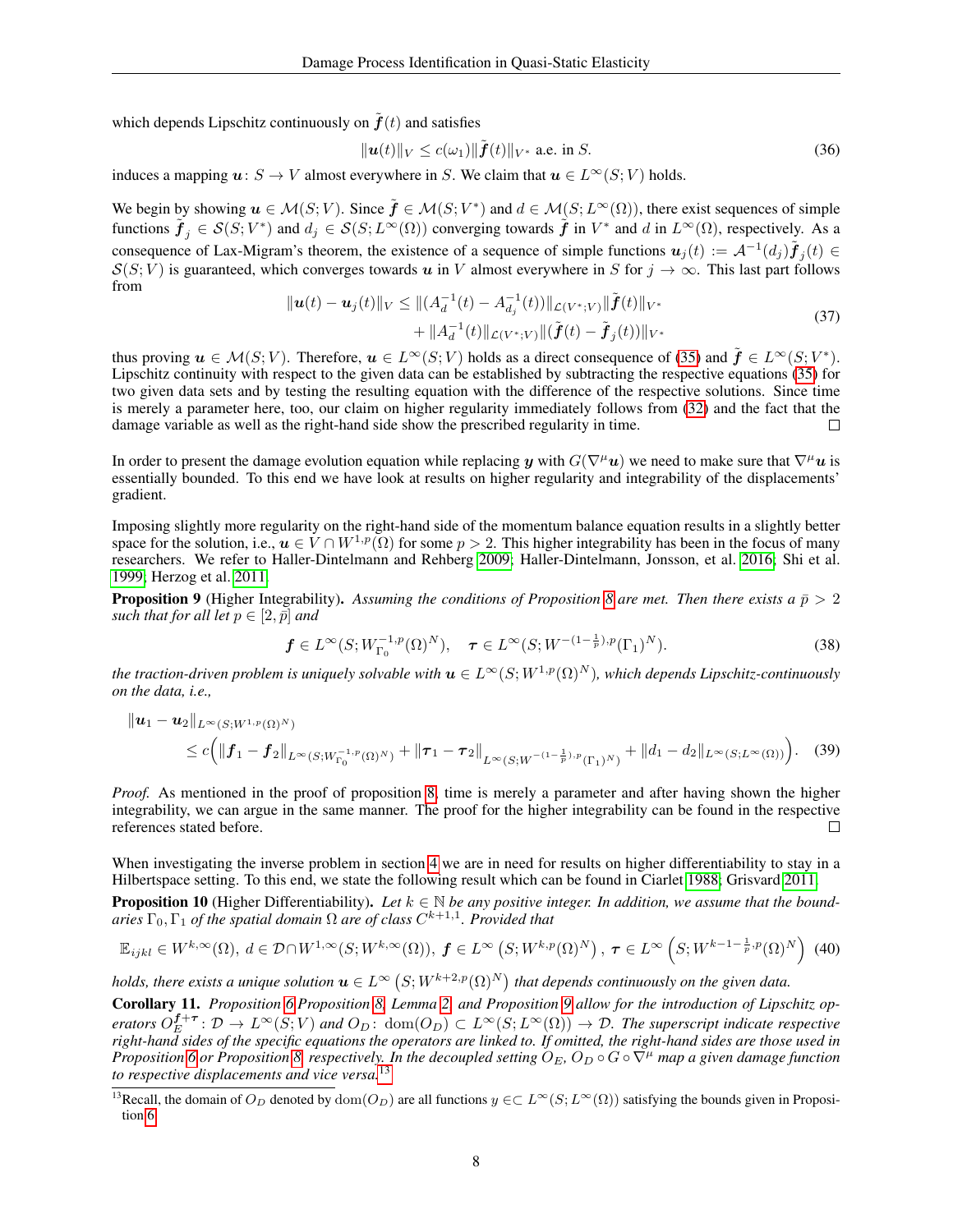which depends Lipschitz continuously on $\tilde{\boldsymbol{f}}(t)$ and satisfies

$$\|\boldsymbol{u}(t)\|_V \le c(\omega_1)\|\tilde{\boldsymbol{f}}(t)\|_{V^*} \text{ a.e. in } S. \tag{36}$$

induces a mapping $\boldsymbol{u}\colon S \to V$ almost everywhere in $S$. We claim that $\boldsymbol{u} \in L^\infty(S;V)$ holds.

We begin by showing $\boldsymbol{u} \in \mathcal{M}(S;V)$. Since $\tilde{\boldsymbol{f}} \in \mathcal{M}(S;V^*)$ and $d \in \mathcal{M}(S;L^\infty(\Omega))$, there exist sequences of simple functions $\tilde{\boldsymbol{f}}_j \in \mathcal{S}(S;V^*)$ and $d_j \in \mathcal{S}(S;L^\infty(\Omega))$ converging towards $\tilde{\boldsymbol{f}}$ in $V^*$ and $d$ in $L^\infty(\Omega)$, respectively. As a consequence of Lax-Migram's theorem, the existence of a sequence of simple functions $\boldsymbol{u}_j(t) := \mathcal{A}^{-1}(d_j)\tilde{\boldsymbol{f}}_j(t) \in \mathcal{S}(S;V)$ is guaranteed, which converges towards $\boldsymbol{u}$ in $V$ almost everywhere in $S$ for $j \to \infty$. This last part follows from

$$\begin{aligned}\|\boldsymbol{u}(t) - \boldsymbol{u}_j(t)\|_V \le \|(A_d^{-1}(t) - A_{d_j}^{-1}(t))\|_{\mathcal{L}(V^*;V)}\|\tilde{\boldsymbol{f}}(t)\|_{V^*} \\ + \|A_d^{-1}(t)\|_{\mathcal{L}(V^*;V)}\|(\tilde{\boldsymbol{f}}(t) - \tilde{\boldsymbol{f}}_j(t))\|_{V^*}\end{aligned} \tag{37}$$

thus proving $\boldsymbol{u} \in \mathcal{M}(S;V)$. Therefore, $\boldsymbol{u} \in L^\infty(S;V)$ holds as a direct consequence of (35) and $\tilde{\boldsymbol{f}} \in L^\infty(S;V^*)$. Lipschitz continuity with respect to the given data can be established by subtracting the respective equations (35) for two given data sets and by testing the resulting equation with the difference of the respective solutions. Since time is merely a parameter here, too, our claim on higher regularity immediately follows from (32) and the fact that the damage variable as well as the right-hand side show the prescribed regularity in time. □

In order to present the damage evolution equation while replacing $\boldsymbol{y}$ with $G(\nabla^\mu \boldsymbol{u})$ we need to make sure that $\nabla^\mu \boldsymbol{u}$ is essentially bounded. To this end we have look at results on higher regularity and integrability of the displacements' gradient.

Imposing slightly more regularity on the right-hand side of the momentum balance equation results in a slightly better space for the solution, i.e., $\boldsymbol{u} \in V \cap W^{1,p}(\Omega)$ for some $p > 2$. This higher integrability has been in the focus of many researchers. We refer to Haller-Dintelmann and Rehberg 2009; Haller-Dintelmann, Jonsson, et al. 2016; Shi et al. 1999; Herzog et al. 2011.

**Proposition 9** (Higher Integrability). *Assuming the conditions of Proposition 8 are met. Then there exists a $\bar{p} > 2$ such that for all let $p \in [2, \bar{p}]$ and*

$$\boldsymbol{f} \in L^\infty(S; W^{-1,p}_{\Gamma_0}(\Omega)^N), \quad \boldsymbol{\tau} \in L^\infty(S; W^{-(1-\frac{1}{p}),p}(\Gamma_1)^N). \tag{38}$$

*the traction-driven problem is uniquely solvable with $\boldsymbol{u} \in L^\infty(S; W^{1,p}(\Omega)^N)$, which depends Lipschitz-continuously on the data, i.e.,*

$$\begin{aligned}&\|\boldsymbol{u}_1 - \boldsymbol{u}_2\|_{L^\infty(S;W^{1,p}(\Omega)^N)} \\ &\quad \le c\Big(\|\boldsymbol{f}_1 - \boldsymbol{f}_2\|_{L^\infty(S;W^{-1,p}_{\Gamma_0}(\Omega)^N)} + \|\boldsymbol{\tau}_1 - \boldsymbol{\tau}_2\|_{L^\infty(S;W^{-(1-\frac{1}{p}),p}(\Gamma_1)^N)} + \|d_1 - d_2\|_{L^\infty(S;L^\infty(\Omega))}\Big).\end{aligned} \tag{39}$$

*Proof.* As mentioned in the proof of proposition 8, time is merely a parameter and after having shown the higher integrability, we can argue in the same manner. The proof for the higher integrability can be found in the respective references stated before. □

When investigating the inverse problem in section 4 we are in need for results on higher differentiability to stay in a Hilbertspace setting. To this end, we state the following result which can be found in Ciarlet 1988; Grisvard 2011.

**Proposition 10** (Higher Differentiability). *Let $k \in \mathbb{N}$ be any positive integer. In addition, we assume that the boundaries $\Gamma_0, \Gamma_1$ of the spatial domain $\Omega$ are of class $C^{k+1,1}$. Provided that*

$$\mathbb{E}_{ijkl} \in W^{k,\infty}(\Omega),\ d \in \mathcal{D} \cap W^{1,\infty}(S; W^{k,\infty}(\Omega)),\ \boldsymbol{f} \in L^\infty\left(S; W^{k,p}(\Omega)^N\right),\ \boldsymbol{\tau} \in L^\infty\left(S; W^{k-1-\frac{1}{p},p}(\Omega)^N\right) \tag{40}$$

*holds, there exists a unique solution $\boldsymbol{u} \in L^\infty\left(S; W^{k+2,p}(\Omega)^N\right)$ that depends continuously on the given data.*

**Corollary 11.** *Proposition 6 Proposition 8, Lemma 2, and Proposition 9 allow for the introduction of Lipschitz operators $O_E^{\boldsymbol{f}+\boldsymbol{\tau}}\colon \mathcal{D} \to L^\infty(S;V)$ and $O_D\colon \operatorname{dom}(O_D) \subset L^\infty(S;L^\infty(\Omega)) \to \mathcal{D}$. The superscript indicate respective right-hand sides of the specific equations the operators are linked to. If omitted, the right-hand sides are those used in Proposition 6 or Proposition 8, respectively. In the decoupled setting $O_E$, $O_D \circ G \circ \nabla^\mu$ map a given damage function to respective displacements and vice versa.*[13]

[13] Recall, the domain of $O_D$ denoted by $\operatorname{dom}(O_D)$ are all functions $y \in\subset L^\infty(S;L^\infty(\Omega))$ satisfying the bounds given in Proposition 6.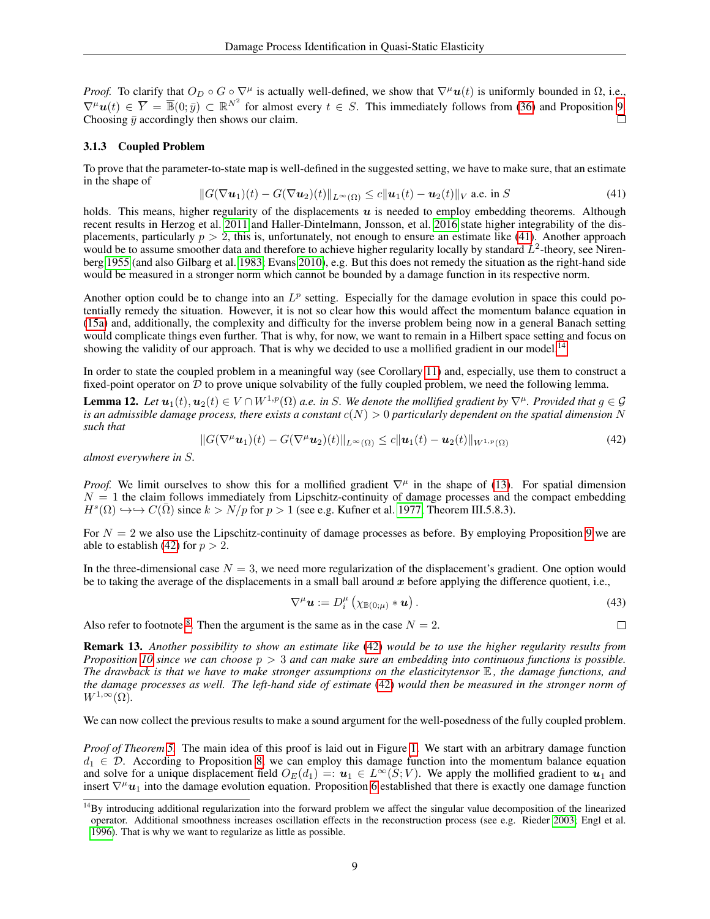*Proof.* To clarify that $O_D \circ G \circ \nabla^\mu$ is actually well-defined, we show that $\nabla^\mu \boldsymbol{u}(t)$ is uniformly bounded in $\Omega$, i.e., $\nabla^\mu \boldsymbol{u}(t) \in \overline{Y} = \overline{\mathbb{B}}(0; \bar{y}) \subset \mathbb{R}^{N^2}$ for almost every $t \in S$. This immediately follows from (36) and Proposition 9. Choosing $\bar{y}$ accordingly then shows our claim. ☐

### 3.1.3 Coupled Problem

To prove that the parameter-to-state map is well-defined in the suggested setting, we have to make sure, that an estimate in the shape of

$$\|G(\nabla \boldsymbol{u}_1)(t) - G(\nabla \boldsymbol{u}_2)(t)\|_{L^\infty(\Omega)} \leq c\|\boldsymbol{u}_1(t) - \boldsymbol{u}_2(t)\|_V \text{ a.e. in } S \tag{41}$$

holds. This means, higher regularity of the displacements $\boldsymbol{u}$ is needed to employ embedding theorems. Although recent results in Herzog et al. 2011 and Haller-Dintelmann, Jonsson, et al. 2016 state higher integrability of the displacements, particularly $p > 2$, this is, unfortunately, not enough to ensure an estimate like (41). Another approach would be to assume smoother data and therefore to achieve higher regularity locally by standard $L^2$-theory, see Nirenberg 1955 (and also Gilbarg et al. 1983; Evans 2010), e.g. But this does not remedy the situation as the right-hand side would be measured in a stronger norm which cannot be bounded by a damage function in its respective norm.

Another option could be to change into an $L^p$ setting. Especially for the damage evolution in space this could potentially remedy the situation. However, it is not so clear how this would affect the momentum balance equation in (15a) and, additionally, the complexity and difficulty for the inverse problem being now in a general Banach setting would complicate things even further. That is why, for now, we want to remain in a Hilbert space setting and focus on showing the validity of our approach. That is why we decided to use a mollified gradient in our model.[14]

In order to state the coupled problem in a meaningful way (see Corollary 11) and, especially, use them to construct a fixed-point operator on $\mathcal{D}$ to prove unique solvability of the fully coupled problem, we need the following lemma.

**Lemma 12.** *Let $\boldsymbol{u}_1(t), \boldsymbol{u}_2(t) \in V \cap W^{1,p}(\Omega)$ a.e. in $S$. We denote the mollified gradient by $\nabla^\mu$. Provided that $g \in \mathcal{G}$ is an admissible damage process, there exists a constant $c(N) > 0$ particularly dependent on the spatial dimension $N$ such that*

$$\|G(\nabla^\mu \boldsymbol{u}_1)(t) - G(\nabla^\mu \boldsymbol{u}_2)(t)\|_{L^\infty(\Omega)} \leq c\|\boldsymbol{u}_1(t) - \boldsymbol{u}_2(t)\|_{W^{1,p}(\Omega)} \tag{42}$$

*almost everywhere in $S$.*

*Proof.* We limit ourselves to show this for a mollified gradient $\nabla^\mu$ in the shape of (13). For spatial dimension $N = 1$ the claim follows immediately from Lipschitz-continuity of damage processes and the compact embedding $H^s(\Omega) \hookrightarrow\hookrightarrow C(\bar{\Omega})$ since $k > N/p$ for $p > 1$ (see e.g. Kufner et al. 1977, Theorem III.5.8.3).

For $N = 2$ we also use the Lipschitz-continuity of damage processes as before. By employing Proposition 9 we are able to establish (42) for $p > 2$.

In the three-dimensional case $N = 3$, we need more regularization of the displacement's gradient. One option would be to taking the average of the displacements in a small ball around $\boldsymbol{x}$ before applying the difference quotient, i.e.,

$$\nabla^\mu \boldsymbol{u} := D_i^\mu \left( \chi_{\mathbb{B}(0;\mu)} * \boldsymbol{u} \right). \tag{43}$$

Also refer to footnote 8. Then the argument is the same as in the case $N = 2$. ☐

**Remark 13.** *Another possibility to show an estimate like (42) would be to use the higher regularity results from Proposition 10 since we can choose $p > 3$ and can make sure an embedding into continuous functions is possible. The drawback is that we have to make stronger assumptions on the elasticitytensor $\mathbb{E}$, the damage functions, and the damage processes as well. The left-hand side of estimate (42) would then be measured in the stronger norm of $W^{1,\infty}(\Omega)$.*

We can now collect the previous results to make a sound argument for the well-posedness of the fully coupled problem.

*Proof of Theorem 5.* The main idea of this proof is laid out in Figure 1. We start with an arbitrary damage function $d_1 \in \mathcal{D}$. According to Proposition 8, we can employ this damage function into the momentum balance equation and solve for a unique displacement field $O_E(d_1) =: \boldsymbol{u}_1 \in L^\infty(S; V)$. We apply the mollified gradient to $\boldsymbol{u}_1$ and insert $\nabla^\mu \boldsymbol{u}_1$ into the damage evolution equation. Proposition 6 established that there is exactly one damage function

[14] By introducing additional regularization into the forward problem we affect the singular value decomposition of the linearized operator. Additional smoothness increases oscillation effects in the reconstruction process (see e.g. Rieder 2003; Engl et al. 1996). That is why we want to regularize as little as possible.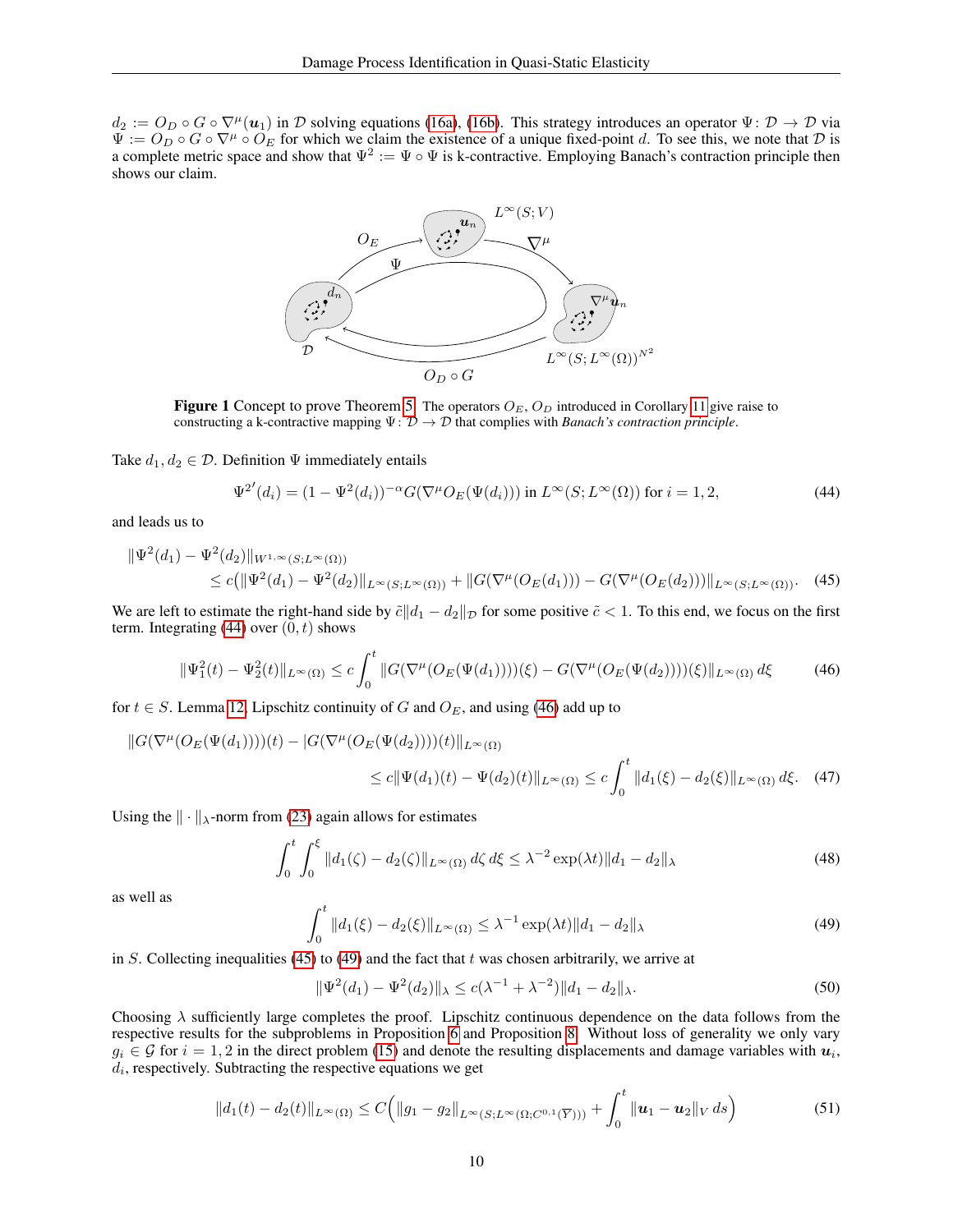$d_2 := O_D \circ G \circ \nabla^\mu(\boldsymbol{u}_1)$ in $\mathcal{D}$ solving equations (16a), (16b). This strategy introduces an operator $\Psi\colon \mathcal{D} \to \mathcal{D}$ via $\Psi := O_D \circ G \circ \nabla^\mu \circ O_E$ for which we claim the existence of a unique fixed-point $d$. To see this, we note that $\mathcal{D}$ is a complete metric space and show that $\Psi^2 := \Psi \circ \Psi$ is k-contractive. Employing Banach's contraction principle then shows our claim.

**Figure 1** Concept to prove Theorem 5. The operators $O_E$, $O_D$ introduced in Corollary 11 give raise to constructing a k-contractive mapping $\Psi\colon \mathcal{D} \to \mathcal{D}$ that complies with *Banach's contraction principle*.

Take $d_1, d_2 \in \mathcal{D}$. Definition $\Psi$ immediately entails

$$\Psi^{2\prime}(d_i) = (1 - \Psi^2(d_i))^{-\alpha} G(\nabla^\mu O_E(\Psi(d_i))) \text{ in } L^\infty(S; L^\infty(\Omega)) \text{ for } i = 1, 2, \tag{44}$$

and leads us to

$$\begin{aligned} &\|\Psi^2(d_1) - \Psi^2(d_2)\|_{W^{1,\infty}(S;L^\infty(\Omega))} \\ &\qquad \leq c\big(\|\Psi^2(d_1) - \Psi^2(d_2)\|_{L^\infty(S;L^\infty(\Omega))} + \|G(\nabla^\mu(O_E(d_1))) - G(\nabla^\mu(O_E(d_2)))\|_{L^\infty(S;L^\infty(\Omega))}. \end{aligned} \tag{45}$$

We are left to estimate the right-hand side by $\tilde{c}\|d_1 - d_2\|_{\mathcal{D}}$ for some positive $\tilde{c} < 1$. To this end, we focus on the first term. Integrating (44) over $(0, t)$ shows

$$\|\Psi_1^2(t) - \Psi_2^2(t)\|_{L^\infty(\Omega)} \leq c \int_0^t \|G(\nabla^\mu(O_E(\Psi(d_1))))(\xi) - G(\nabla^\mu(O_E(\Psi(d_2))))(\xi)\|_{L^\infty(\Omega)}\, d\xi \tag{46}$$

for $t \in S$. Lemma 12, Lipschitz continuity of $G$ and $O_E$, and using (46) add up to

$$\begin{aligned} &\|G(\nabla^\mu(O_E(\Psi(d_1))))(t) - |G(\nabla^\mu(O_E(\Psi(d_2))))(t)\|_{L^\infty(\Omega)} \\ &\qquad \leq c\|\Psi(d_1)(t) - \Psi(d_2)(t)\|_{L^\infty(\Omega)} \leq c \int_0^t \|d_1(\xi) - d_2(\xi)\|_{L^\infty(\Omega)}\, d\xi. \end{aligned} \tag{47}$$

Using the $\|\cdot\|_\lambda$-norm from (23) again allows for estimates

$$\int_0^t \int_0^\xi \|d_1(\zeta) - d_2(\zeta)\|_{L^\infty(\Omega)}\, d\zeta\, d\xi \leq \lambda^{-2} \exp(\lambda t)\|d_1 - d_2\|_\lambda \tag{48}$$

as well as

$$\int_0^t \|d_1(\xi) - d_2(\xi)\|_{L^\infty(\Omega)} \leq \lambda^{-1} \exp(\lambda t)\|d_1 - d_2\|_\lambda \tag{49}$$

in $S$. Collecting inequalities (45) to (49) and the fact that $t$ was chosen arbitrarily, we arrive at

$$\|\Psi^2(d_1) - \Psi^2(d_2)\|_\lambda \leq c(\lambda^{-1} + \lambda^{-2})\|d_1 - d_2\|_\lambda. \tag{50}$$

Choosing $\lambda$ sufficiently large completes the proof. Lipschitz continuous dependence on the data follows from the respective results for the subproblems in Proposition 6 and Proposition 8. Without loss of generality we only vary $g_i \in \mathcal{G}$ for $i = 1, 2$ in the direct problem (15) and denote the resulting displacements and damage variables with $\boldsymbol{u}_i$, $d_i$, respectively. Subtracting the respective equations we get

$$\|d_1(t) - d_2(t)\|_{L^\infty(\Omega)} \leq C\Big(\|g_1 - g_2\|_{L^\infty(S;L^\infty(\Omega;C^{0,1}(\overline{Y})))} + \int_0^t \|\boldsymbol{u}_1 - \boldsymbol{u}_2\|_V\, ds\Big) \tag{51}$$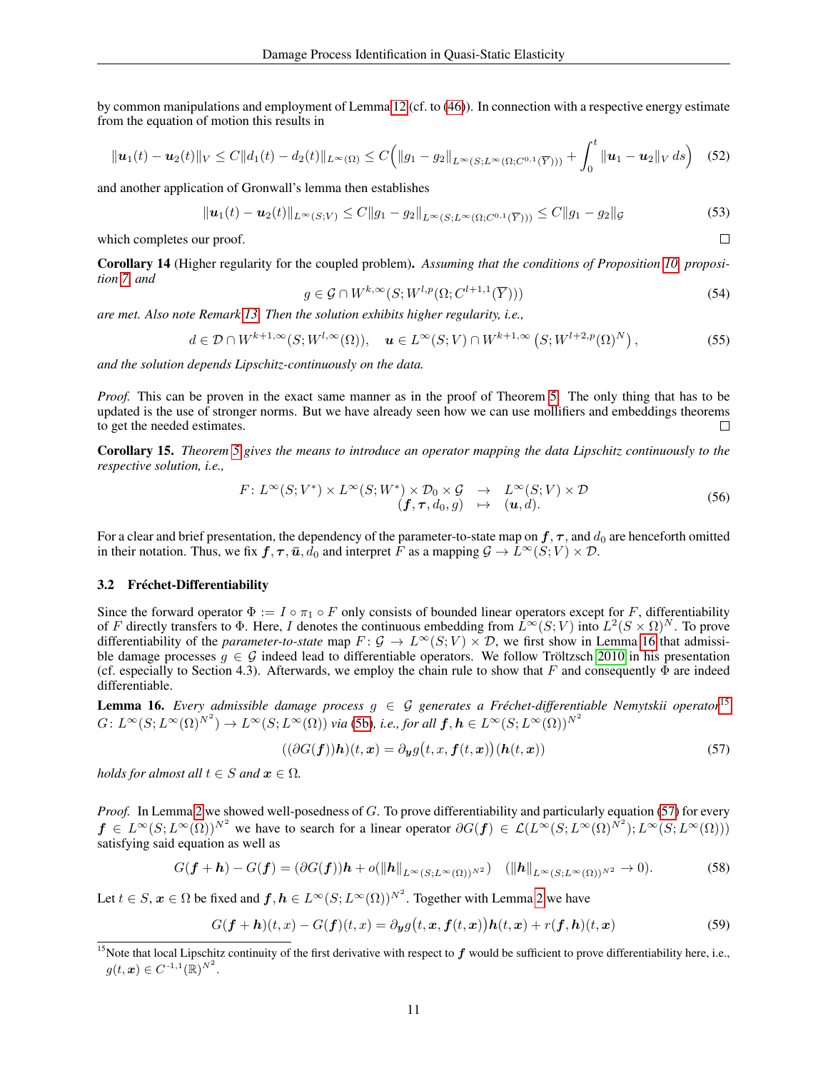by common manipulations and employment of Lemma 12 (cf. to (46)). In connection with a respective energy estimate from the equation of motion this results in

$$\|\boldsymbol{u}_1(t) - \boldsymbol{u}_2(t)\|_V \le C\|d_1(t) - d_2(t)\|_{L^\infty(\Omega)} \le C\Big(\|g_1 - g_2\|_{L^\infty(S;L^\infty(\Omega;C^{0,1}(\overline{Y})))} + \int_0^t \|\boldsymbol{u}_1 - \boldsymbol{u}_2\|_V \, ds\Big) \tag{52}$$

and another application of Gronwall's lemma then establishes

$$\|\boldsymbol{u}_1(t) - \boldsymbol{u}_2(t)\|_{L^\infty(S;V)} \le C\|g_1 - g_2\|_{L^\infty(S;L^\infty(\Omega;C^{0,1}(\overline{Y})))} \le C\|g_1 - g_2\|_{\mathcal{G}} \tag{53}$$

which completes our proof. □

**Corollary 14** (Higher regularity for the coupled problem). *Assuming that the conditions of Proposition 10, proposition 7, and*

$$g \in \mathcal{G} \cap W^{k,\infty}(S; W^{l,p}(\Omega; C^{l+1,1}(\overline{Y}))) \tag{54}$$

*are met. Also note Remark 13. Then the solution exhibits higher regularity, i.e.,*

$$d \in \mathcal{D} \cap W^{k+1,\infty}(S; W^{l,\infty}(\Omega)), \quad \boldsymbol{u} \in L^\infty(S;V) \cap W^{k+1,\infty}\left(S; W^{l+2,p}(\Omega)^N\right), \tag{55}$$

*and the solution depends Lipschitz-continuously on the data.*

*Proof.* This can be proven in the exact same manner as in the proof of Theorem 5. The only thing that has to be updated is the use of stronger norms. But we have already seen how we can use mollifiers and embeddings theorems to get the needed estimates. □

**Corollary 15.** *Theorem 5 gives the means to introduce an operator mapping the data Lipschitz continuously to the respective solution, i.e.,*

$$\begin{array}{rcl} F\colon L^\infty(S;V^*) \times L^\infty(S;W^*) \times \mathcal{D}_0 \times \mathcal{G} & \to & L^\infty(S;V) \times \mathcal{D} \\ (\boldsymbol{f}, \boldsymbol{\tau}, d_0, g) & \mapsto & (\boldsymbol{u}, d). \end{array} \tag{56}$$

For a clear and brief presentation, the dependency of the parameter-to-state map on $\boldsymbol{f}, \boldsymbol{\tau}$, and $d_0$ are henceforth omitted in their notation. Thus, we fix $\boldsymbol{f}, \boldsymbol{\tau}, \bar{\boldsymbol{u}}, d_0$ and interpret $F$ as a mapping $\mathcal{G} \to L^\infty(S;V) \times \mathcal{D}$.

### 3.2 Fréchet-Differentiability

Since the forward operator $\Phi := I \circ \pi_1 \circ F$ only consists of bounded linear operators except for $F$, differentiability of $F$ directly transfers to $\Phi$. Here, $I$ denotes the continuous embedding from $L^\infty(S;V)$ into $L^2(S \times \Omega)^N$. To prove differentiability of the *parameter-to-state* map $F\colon \mathcal{G} \to L^\infty(S;V) \times \mathcal{D}$, we first show in Lemma 16 that admissible damage processes $g \in \mathcal{G}$ indeed lead to differentiable operators. We follow Tröltzsch 2010 in his presentation (cf. especially to Section 4.3). Afterwards, we employ the chain rule to show that $F$ and consequently $\Phi$ are indeed differentiable.

**Lemma 16.** *Every admissible damage process $g \in \mathcal{G}$ generates a Fréchet-differentiable Nemytskii operator*[15] *$G\colon L^\infty(S; L^\infty(\Omega)^{N^2}) \to L^\infty(S; L^\infty(\Omega))$ via (5b), i.e., for all $\boldsymbol{f}, \boldsymbol{h} \in L^\infty(S; L^\infty(\Omega))^{N^2}$*

$$((\partial G(\boldsymbol{f}))\boldsymbol{h})(t, \boldsymbol{x}) = \partial_{\boldsymbol{y}} g\big(t, x, \boldsymbol{f}(t, \boldsymbol{x})\big)(\boldsymbol{h}(t, \boldsymbol{x})) \tag{57}$$

*holds for almost all $t \in S$ and $\boldsymbol{x} \in \Omega$.*

*Proof.* In Lemma 2 we showed well-posedness of $G$. To prove differentiability and particularly equation (57) for every $\boldsymbol{f} \in L^\infty(S; L^\infty(\Omega))^{N^2}$ we have to search for a linear operator $\partial G(\boldsymbol{f}) \in \mathcal{L}(L^\infty(S; L^\infty(\Omega)^{N^2}); L^\infty(S; L^\infty(\Omega)))$ satisfying said equation as well as

$$G(\boldsymbol{f} + \boldsymbol{h}) - G(\boldsymbol{f}) = (\partial G(\boldsymbol{f}))\boldsymbol{h} + o(\|\boldsymbol{h}\|_{L^\infty(S;L^\infty(\Omega))^{N^2}}) \quad (\|\boldsymbol{h}\|_{L^\infty(S;L^\infty(\Omega))^{N^2}} \to 0). \tag{58}$$

Let $t \in S$, $\boldsymbol{x} \in \Omega$ be fixed and $\boldsymbol{f}, \boldsymbol{h} \in L^\infty(S; L^\infty(\Omega))^{N^2}$. Together with Lemma 2 we have

$$G(\boldsymbol{f} + \boldsymbol{h})(t, x) - G(\boldsymbol{f})(t, x) = \partial_{\boldsymbol{y}} g\big(t, \boldsymbol{x}, \boldsymbol{f}(t, \boldsymbol{x})\big)\boldsymbol{h}(t, \boldsymbol{x}) + r(\boldsymbol{f}, \boldsymbol{h})(t, \boldsymbol{x}) \tag{59}$$

[15] Note that local Lipschitz continuity of the first derivative with respect to $\boldsymbol{f}$ would be sufficient to prove differentiability here, i.e., $g(t, \boldsymbol{x}) \in C^{1,1}(\mathbb{R})^{N^2}$.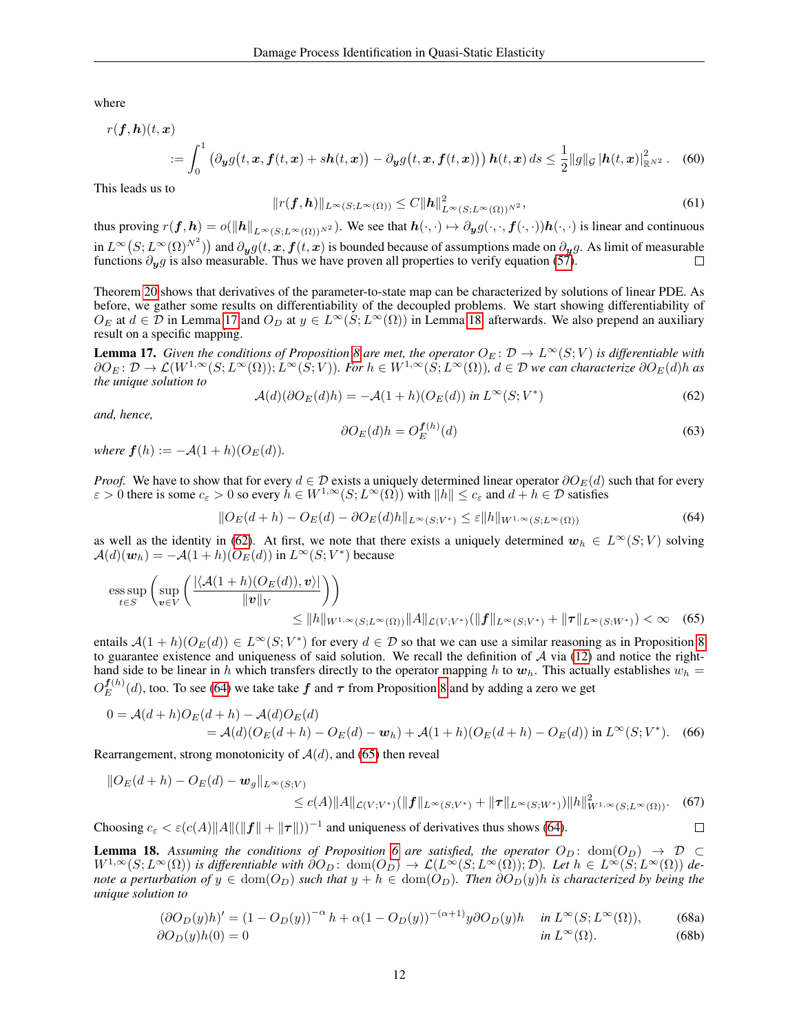where

$$r(\boldsymbol{f},\boldsymbol{h})(t,\boldsymbol{x}) := \int_0^1 \left(\partial_{\boldsymbol{y}} g\big(t,\boldsymbol{x},\boldsymbol{f}(t,\boldsymbol{x})+s\boldsymbol{h}(t,\boldsymbol{x})\big) - \partial_{\boldsymbol{y}} g\big(t,\boldsymbol{x},\boldsymbol{f}(t,\boldsymbol{x})\big)\right)\boldsymbol{h}(t,\boldsymbol{x})\,ds \leq \frac{1}{2}\|g\|_{\mathcal{G}}\,|\boldsymbol{h}(t,\boldsymbol{x})|^2_{\mathbb{R}^{N^2}}\,. \quad (60)$$

This leads us to

$$\|r(\boldsymbol{f},\boldsymbol{h})\|_{L^\infty(S;L^\infty(\Omega))} \leq C\|\boldsymbol{h}\|^2_{L^\infty(S;L^\infty(\Omega))^{N^2}}, \quad (61)$$

thus proving $r(\boldsymbol{f},\boldsymbol{h}) = o(\|\boldsymbol{h}\|_{L^\infty(S;L^\infty(\Omega))^{N^2}})$. We see that $\boldsymbol{h}(\cdot,\cdot) \mapsto \partial_{\boldsymbol{y}} g(\cdot,\cdot,\boldsymbol{f}(\cdot,\cdot))\boldsymbol{h}(\cdot,\cdot)$ is linear and continuous in $L^\infty\big(S;L^\infty(\Omega)^{N^2}\big)$ and $\partial_{\boldsymbol{y}} g(t,\boldsymbol{x},\boldsymbol{f}(t,\boldsymbol{x}))$ is bounded because of assumptions made on $\partial_{\boldsymbol{y}} g$. As limit of measurable functions $\partial_{\boldsymbol{y}} g$ is also measurable. Thus we have proven all properties to verify equation (57). □

Theorem 20 shows that derivatives of the parameter-to-state map can be characterized by solutions of linear PDE. As before, we gather some results on differentiability of the decoupled problems. We start showing differentiability of $O_E$ at $d \in \mathcal{D}$ in Lemma 17 and $O_D$ at $y \in L^\infty(S;L^\infty(\Omega))$ in Lemma 18, afterwards. We also prepend an auxiliary result on a specific mapping.

**Lemma 17.** *Given the conditions of Proposition 8 are met, the operator $O_E\colon \mathcal{D} \to L^\infty(S;V)$ is differentiable with $\partial O_E\colon \mathcal{D} \to \mathcal{L}(W^{1,\infty}(S;L^\infty(\Omega));L^\infty(S;V))$. For $h \in W^{1,\infty}(S;L^\infty(\Omega))$, $d \in \mathcal{D}$ we can characterize $\partial O_E(d)h$ as the unique solution to*

$$\mathcal{A}(d)(\partial O_E(d)h) = -\mathcal{A}(1+h)(O_E(d)) \text{ in } L^\infty(S;V^*) \quad (62)$$

*and, hence,*

$$\partial O_E(d)h = O_E^{\boldsymbol{f}(h)}(d) \quad (63)$$

*where $\boldsymbol{f}(h) := -\mathcal{A}(1+h)(O_E(d))$.*

*Proof.* We have to show that for every $d \in \mathcal{D}$ exists a uniquely determined linear operator $\partial O_E(d)$ such that for every $\varepsilon > 0$ there is some $c_\varepsilon > 0$ so every $h \in W^{1,\infty}(S;L^\infty(\Omega))$ with $\|h\| \leq c_\varepsilon$ and $d+h \in \mathcal{D}$ satisfies

$$\|O_E(d+h) - O_E(d) - \partial O_E(d)h\|_{L^\infty(S;V^*)} \leq \varepsilon\|h\|_{W^{1,\infty}(S;L^\infty(\Omega))} \quad (64)$$

as well as the identity in (62). At first, we note that there exists a uniquely determined $\boldsymbol{w}_h \in L^\infty(S;V)$ solving $\mathcal{A}(d)(\boldsymbol{w}_h) = -\mathcal{A}(1+h)(O_E(d))$ in $L^\infty(S;V^*)$ because

$$\operatorname*{ess\,sup}_{t\in S}\left(\sup_{\boldsymbol{v}\in V}\left(\frac{|\langle\mathcal{A}(1+h)(O_E(d)),\boldsymbol{v}\rangle|}{\|\boldsymbol{v}\|_V}\right)\right) \leq \|h\|_{W^{1,\infty}(S;L^\infty(\Omega))}\|A\|_{\mathcal{L}(V;V^*)}(\|\boldsymbol{f}\|_{L^\infty(S;V^*)} + \|\boldsymbol{\tau}\|_{L^\infty(S;W^*)}) < \infty \quad (65)$$

entails $\mathcal{A}(1+h)(O_E(d)) \in L^\infty(S;V^*)$ for every $d \in \mathcal{D}$ so that we can use a similar reasoning as in Proposition 8 to guarantee existence and uniqueness of said solution. We recall the definition of $\mathcal{A}$ via (12) and notice the right-hand side to be linear in $h$ which transfers directly to the operator mapping $h$ to $\boldsymbol{w}_h$. This actually establishes $w_h = O_E^{\boldsymbol{f}(h)}(d)$, too. To see (64) we take take $\boldsymbol{f}$ and $\boldsymbol{\tau}$ from Proposition 8 and by adding a zero we get

$$\begin{aligned} 0 &= \mathcal{A}(d+h)O_E(d+h) - \mathcal{A}(d)O_E(d) \\ &= \mathcal{A}(d)(O_E(d+h) - O_E(d) - \boldsymbol{w}_h) + \mathcal{A}(1+h)(O_E(d+h) - O_E(d)) \text{ in } L^\infty(S;V^*). \end{aligned} \quad (66)$$

Rearrangement, strong monotonicity of $\mathcal{A}(d)$, and (65) then reveal

$$\|O_E(d+h) - O_E(d) - \boldsymbol{w}_g\|_{L^\infty(S;V)} \leq c(A)\|A\|_{\mathcal{L}(V;V^*)}(\|\boldsymbol{f}\|_{L^\infty(S;V^*)} + \|\boldsymbol{\tau}\|_{L^\infty(S;W^*)})\|h\|^2_{W^{1,\infty}(S;L^\infty(\Omega))}. \quad (67)$$

Choosing $c_\varepsilon < \varepsilon(c(A)\|A\|(\|\boldsymbol{f}\| + \|\boldsymbol{\tau}\|))^{-1}$ and uniqueness of derivatives thus shows (64). □

**Lemma 18.** *Assuming the conditions of Proposition 6 are satisfied, the operator $O_D\colon \operatorname{dom}(O_D) \to \mathcal{D} \subset W^{1,\infty}(S;L^\infty(\Omega))$ is differentiable with $\partial O_D\colon \operatorname{dom}(O_D) \to \mathcal{L}(L^\infty(S;L^\infty(\Omega));\mathcal{D})$. Let $h \in L^\infty(S;L^\infty(\Omega))$ denote a perturbation of $y \in \operatorname{dom}(O_D)$ such that $y+h \in \operatorname{dom}(O_D)$. Then $\partial O_D(y)h$ is characterized by being the unique solution to*

$$(\partial O_D(y)h)' = (1-O_D(y))^{-\alpha}h + \alpha(1-O_D(y))^{-(\alpha+1)}y\partial O_D(y)h \quad \text{in } L^\infty(S;L^\infty(\Omega)), \quad (68a)$$

$$\partial O_D(y)h(0) = 0 \quad \text{in } L^\infty(\Omega). \quad (68b)$$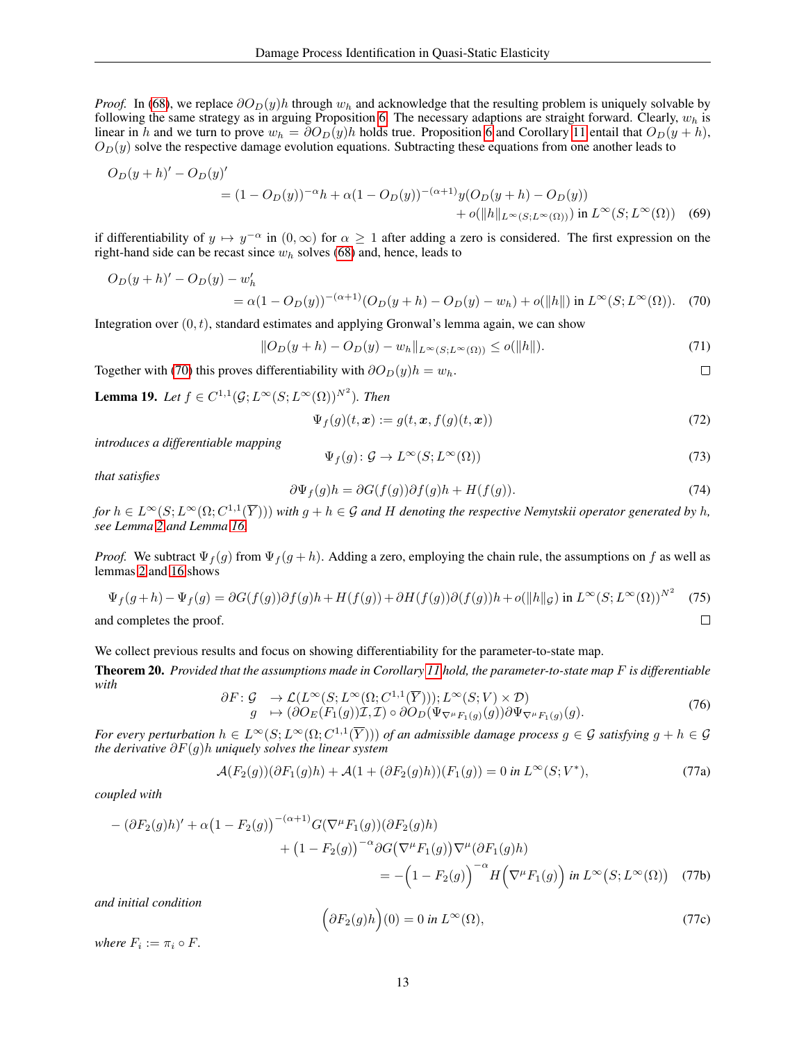*Proof.* In (68), we replace $\partial O_D(y)h$ through $w_h$ and acknowledge that the resulting problem is uniquely solvable by following the same strategy as in arguing Proposition 6. The necessary adaptions are straight forward. Clearly, $w_h$ is linear in $h$ and we turn to prove $w_h = \partial O_D(y)h$ holds true. Proposition 6 and Corollary 11 entail that $O_D(y+h)$, $O_D(y)$ solve the respective damage evolution equations. Subtracting these equations from one another leads to

$$
\begin{aligned}
O_D(y+h)' - O_D(y)' \\
&= (1 - O_D(y))^{-\alpha} h + \alpha (1 - O_D(y))^{-(\alpha+1)} y (O_D(y+h) - O_D(y)) \\
&\qquad + o(\|h\|_{L^\infty(S;L^\infty(\Omega))}) \text{ in } L^\infty(S; L^\infty(\Omega)) \quad (69)
\end{aligned}
$$

if differentiability of $y \mapsto y^{-\alpha}$ in $(0, \infty)$ for $\alpha \geq 1$ after adding a zero is considered. The first expression on the right-hand side can be recast since $w_h$ solves (68) and, hence, leads to

$$
\begin{aligned}
O_D(y+h)' - O_D(y) - w_h' \\
&= \alpha (1 - O_D(y))^{-(\alpha+1)} (O_D(y+h) - O_D(y) - w_h) + o(\|h\|) \text{ in } L^\infty(S; L^\infty(\Omega)). \quad (70)
\end{aligned}
$$

Integration over $(0, t)$, standard estimates and applying Gronwal's lemma again, we can show

$$
\|O_D(y+h) - O_D(y) - w_h\|_{L^\infty(S;L^\infty(\Omega))} \leq o(\|h\|). \quad (71)
$$

Together with (70) this proves differentiability with $\partial O_D(y)h = w_h$. $\square$

**Lemma 19.** *Let $f \in C^{1,1}(\mathcal{G}; L^\infty(S; L^\infty(\Omega))^{N^2})$. Then*

$$
\Psi_f(g)(t, \boldsymbol{x}) := g(t, \boldsymbol{x}, f(g)(t, \boldsymbol{x})) \quad (72)
$$

*introduces a differentiable mapping*

$$
\Psi_f(g) \colon \mathcal{G} \to L^\infty(S; L^\infty(\Omega)) \quad (73)
$$

*that satisfies*

$$
\partial \Psi_f(g) h = \partial G(f(g)) \partial f(g) h + H(f(g)). \quad (74)
$$

*for $h \in L^\infty(S; L^\infty(\Omega; C^{1,1}(\overline{Y})))$ with $g + h \in \mathcal{G}$ and $H$ denoting the respective Nemytskii operator generated by $h$, see Lemma 2 and Lemma 16.*

*Proof.* We subtract $\Psi_f(g)$ from $\Psi_f(g+h)$. Adding a zero, employing the chain rule, the assumptions on $f$ as well as lemmas 2 and 16 shows

$$
\Psi_f(g+h) - \Psi_f(g) = \partial G(f(g)) \partial f(g) h + H(f(g)) + \partial H(f(g)) \partial (f(g)) h + o(\|h\|_{\mathcal{G}}) \text{ in } L^\infty(S; L^\infty(\Omega))^{N^2} \quad (75)
$$

and completes the proof. $\square$

We collect previous results and focus on showing differentiability for the parameter-to-state map.

**Theorem 20.** *Provided that the assumptions made in Corollary 11 hold, the parameter-to-state map $F$ is differentiable with*

$$
\begin{aligned}
\partial F \colon \mathcal{G} &\to \mathcal{L}(L^\infty(S; L^\infty(\Omega; C^{1,1}(\overline{Y}))); L^\infty(S; V) \times \mathcal{D}) \\
g &\mapsto (\partial O_E(F_1(g)) \mathcal{I}, \mathcal{I}) \circ \partial O_D(\Psi_{\nabla^\mu F_1(g)}(g)) \partial \Psi_{\nabla^\mu F_1(g)}(g).
\end{aligned} \quad (76)
$$

*For every perturbation $h \in L^\infty(S; L^\infty(\Omega; C^{1,1}(\overline{Y})))$ of an admissible damage process $g \in \mathcal{G}$ satisfying $g + h \in \mathcal{G}$ the derivative $\partial F(g)h$ uniquely solves the linear system*

$$
\mathcal{A}(F_2(g))(\partial F_1(g)h) + \mathcal{A}(1 + (\partial F_2(g)h))(F_1(g)) = 0 \text{ in } L^\infty(S; V^*), \quad (77a)
$$

*coupled with*

$$
\begin{aligned}
-(\partial F_2(g)h)' + \alpha\big(1 - F_2(g)\big)^{-(\alpha+1)} G(\nabla^\mu F_1(g))(\partial F_2(g)h) \\
+ \big(1 - F_2(g)\big)^{-\alpha} \partial G\big(\nabla^\mu F_1(g)\big) \nabla^\mu(\partial F_1(g)h) \\
= -\Big(1 - F_2(g)\Big)^{-\alpha} H\Big(\nabla^\mu F_1(g)\Big) \text{ in } L^\infty\big(S; L^\infty(\Omega)\big) \quad (77b)
\end{aligned}
$$

*and initial condition*

$$
\Big(\partial F_2(g)h\Big)(0) = 0 \text{ in } L^\infty(\Omega), \quad (77c)
$$

*where $F_i := \pi_i \circ F$.*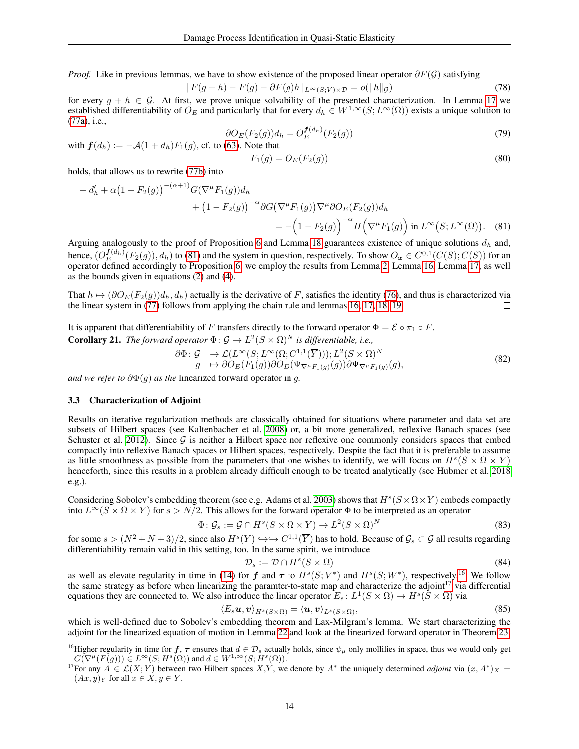*Proof.* Like in previous lemmas, we have to show existence of the proposed linear operator $\partial F(\mathcal{G})$ satisfying

$$\|F(g+h) - F(g) - \partial F(g)h\|_{L^\infty(S;V)\times\mathcal{D}} = o(\|h\|_{\mathcal{G}}) \tag{78}$$

for every $g + h \in \mathcal{G}$. At first, we prove unique solvability of the presented characterization. In Lemma 17 we established differentiability of $O_E$ and particularly that for every $d_h \in W^{1,\infty}(S; L^\infty(\Omega))$ exists a unique solution to (77a), i.e.,

$$\partial O_E(F_2(g))d_h = O_E^{\boldsymbol{f}(d_h)}(F_2(g)) \tag{79}$$

with $\boldsymbol{f}(d_h) := -\mathcal{A}(1 + d_h)F_1(g)$, cf. to (63). Note that

$$F_1(g) = O_E(F_2(g)) \tag{80}$$

holds, that allows us to rewrite (77b) into

$$\begin{aligned} -\, d_h' + \alpha\big(1 - F_2(g)\big)^{-(\alpha+1)} G(\nabla^\mu F_1(g))d_h& \\ + \big(1 - F_2(g)\big)^{-\alpha}\partial G(\nabla^\mu F_1(g))\nabla^\mu \partial O_E(F_2(g))d_h& \\ = -\Big(1 - F_2(g)\Big)^{-\alpha} H\Big(\nabla^\mu F_1(g)\Big) &\text{ in } L^\infty\big(S; L^\infty(\Omega)\big). \end{aligned} \tag{81}$$

Arguing analogously to the proof of Proposition 6 and Lemma 18 guarantees existence of unique solutions $d_h$ and, hence, $(O_E^{\boldsymbol{f}(d_h)}(F_2(g)), d_h)$ to (81) and the system in question, respectively. To show $O_{\boldsymbol{x}} \in C^{0,1}(C(\overline{S}); C(\overline{S}))$ for an operator defined accordingly to Proposition 6, we employ the results from Lemma 2, Lemma 16, Lemma 17, as well as the bounds given in equations (2) and (4).

That $h \mapsto (\partial O_E(F_2(g))d_h, d_h)$ actually is the derivative of $F$, satisfies the identity (76), and thus is characterized via the linear system in (77) follows from applying the chain rule and lemmas 16, 17, 18, 19. $\square$

It is apparent that differentiability of $F$ transfers directly to the forward operator $\Phi = \mathcal{E} \circ \pi_1 \circ F$.

**Corollary 21.** *The forward operator $\Phi\colon \mathcal{G} \to L^2(S \times \Omega)^N$ is differentiable, i.e.,*

$$\begin{aligned} \partial\Phi\colon \mathcal{G} &\to \mathcal{L}(L^\infty(S; L^\infty(\Omega; C^{1,1}(\overline{Y}))); L^2(S\times\Omega)^N \\ g &\mapsto \partial O_E(F_1(g))\partial O_D(\Psi_{\nabla^\mu F_1(g)}(g))\partial\Psi_{\nabla^\mu F_1(g)}(g), \end{aligned} \tag{82}$$

*and we refer to $\partial\Phi(g)$ as the* linearized forward operator *in $g$.*

### 3.3 Characterization of Adjoint

Results on iterative regularization methods are classically obtained for situations where parameter and data set are subsets of Hilbert spaces (see Kaltenbacher et al. 2008) or, a bit more generalized, reflexive Banach spaces (see Schuster et al. 2012). Since $\mathcal{G}$ is neither a Hilbert space nor reflexive one commonly considers spaces that embed compactly into reflexive Banach spaces or Hilbert spaces, respectively. Despite the fact that it is preferable to assume as little smoothness as possible from the parameters that one wishes to identify, we will focus on $H^s(S \times \Omega \times Y)$ henceforth, since this results in a problem already difficult enough to be treated analytically (see Hubmer et al. 2018 e.g.).

Considering Sobolev's embedding theorem (see e.g. Adams et al. 2003) shows that $H^s(S\times\Omega\times Y)$ embeds compactly into $L^\infty(S \times \Omega \times Y)$ for $s > N/2$. This allows for the forward operator $\Phi$ to be interpreted as an operator

$$\Phi\colon \mathcal{G}_s := \mathcal{G} \cap H^s(S \times \Omega \times Y) \to L^2(S \times \Omega)^N \tag{83}$$

for some $s > (N^2 + N + 3)/2$, since also $H^s(Y) \hookrightarrow\hookrightarrow C^{1,1}(\overline{Y})$ has to hold. Because of $\mathcal{G}_s \subset \mathcal{G}$ all results regarding differentiability remain valid in this setting, too. In the same spirit, we introduce

$$\mathcal{D}_s := \mathcal{D} \cap H^s(S \times \Omega) \tag{84}$$

as well as elevate regularity in time in (14) for $\boldsymbol{f}$ and $\boldsymbol{\tau}$ to $H^s(S; V^*)$ and $H^s(S; W^*)$, respectively.[16] We follow the same strategy as before when linearizing the paramter-to-state map and characterize the adjoint[17] via differential equations they are connected to. We also introduce the linear operator $E_s\colon L^1(S \times \Omega) \to H^s(S \times \Omega)$ via

$$\langle E_s\boldsymbol{u}, \boldsymbol{v}\rangle_{H^s(S\times\Omega)} = \langle \boldsymbol{u}, \boldsymbol{v}\rangle_{L^s(S\times\Omega)}, \tag{85}$$

which is well-defined due to Sobolev's embedding theorem and Lax-Milgram's lemma. We start characterizing the adjoint for the linearized equation of motion in Lemma 22 and look at the linearized forward operator in Theorem 23.

[16] Higher regularity in time for $\boldsymbol{f}$, $\boldsymbol{\tau}$ ensures that $d \in \mathcal{D}_s$ actually holds, since $\psi_\mu$ only mollifies in space, thus we would only get $G(\nabla^\mu(F(g))) \in L^\infty(S; H^s(\Omega))$ and $d \in W^{1,\infty}(S; H^s(\Omega))$.

[17] For any $A \in \mathcal{L}(X; Y)$ between two Hilbert spaces $X,Y$, we denote by $A^*$ the uniquely determined *adjoint* via $(x, A^*y)_X = (Ax, y)_Y$ for all $x \in X, y \in Y$.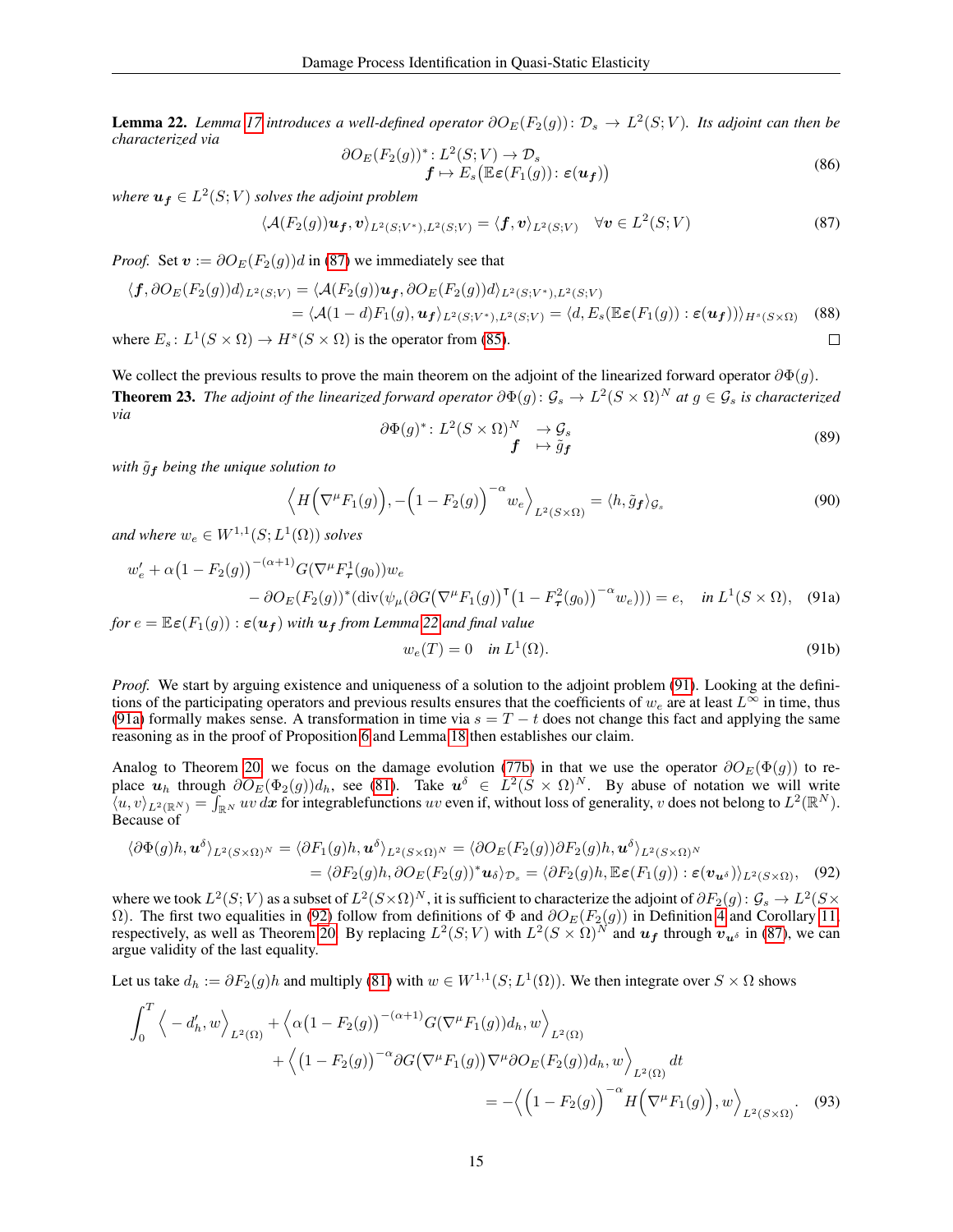**Lemma 22.** *Lemma 17 introduces a well-defined operator $\partial O_E(F_2(g))\colon \mathcal{D}_s \to L^2(S;V)$. Its adjoint can then be characterized via*

$$
\begin{aligned}
\partial O_E(F_2(g))^*\colon L^2(S;V) &\to \mathcal{D}_s \\
\boldsymbol{f} &\mapsto E_s\big(\mathbb{E}\varepsilon(F_1(g))\colon \varepsilon(\boldsymbol{u_f})\big)
\end{aligned}
\tag{86}
$$

*where $\boldsymbol{u_f} \in L^2(S;V)$ solves the adjoint problem*

$$
\langle \mathcal{A}(F_2(g))\boldsymbol{u_f}, \boldsymbol{v}\rangle_{L^2(S;V^*),L^2(S;V)} = \langle \boldsymbol{f}, \boldsymbol{v}\rangle_{L^2(S;V)} \quad \forall \boldsymbol{v} \in L^2(S;V) \tag{87}
$$

*Proof.* Set $\boldsymbol{v} := \partial O_E(F_2(g))d$ in (87) we immediately see that

$$
\begin{aligned}
\langle \boldsymbol{f}, \partial O_E(F_2(g))d\rangle_{L^2(S;V)} &= \langle \mathcal{A}(F_2(g))\boldsymbol{u_f}, \partial O_E(F_2(g))d\rangle_{L^2(S;V^*),L^2(S;V)} \\
&= \langle \mathcal{A}(1-d)F_1(g), \boldsymbol{u_f}\rangle_{L^2(S;V^*),L^2(S;V)} = \langle d, E_s(\mathbb{E}\varepsilon(F_1(g))\colon \varepsilon(\boldsymbol{u_f}))\rangle_{H^s(S\times\Omega)}
\end{aligned}
\tag{88}
$$

where $E_s\colon L^1(S\times\Omega) \to H^s(S\times\Omega)$ is the operator from (85). □

We collect the previous results to prove the main theorem on the adjoint of the linearized forward operator $\partial\Phi(g)$.

**Theorem 23.** *The adjoint of the linearized forward operator $\partial\Phi(g)\colon \mathcal{G}_s \to L^2(S\times\Omega)^N$ at $g \in \mathcal{G}_s$ is characterized via*

$$
\begin{aligned}
\partial\Phi(g)^*\colon L^2(S\times\Omega)^N &\to \mathcal{G}_s \\
\boldsymbol{f} &\mapsto \tilde{g}_{\boldsymbol{f}}
\end{aligned}
\tag{89}
$$

*with $\tilde{g}_{\boldsymbol{f}}$ being the unique solution to*

$$
\Big\langle H\Big(\nabla^\mu F_1(g)\Big), -\Big(1 - F_2(g)\Big)^{-\alpha} w_e\Big\rangle_{L^2(S\times\Omega)} = \langle h, \tilde{g}_{\boldsymbol{f}}\rangle_{\mathcal{G}_s} \tag{90}
$$

*and where $w_e \in W^{1,1}(S;L^1(\Omega))$ solves*

$$
\begin{aligned}
w_e' &+ \alpha\big(1-F_2(g)\big)^{-(\alpha+1)} G(\nabla^\mu F_{\boldsymbol{\tau}}^1(g_0))w_e \\
&- \partial O_E(F_2(g))^*(\operatorname{div}(\psi_\mu(\partial G\big(\nabla^\mu F_1(g)\big)^\intercal\big(1-F_{\boldsymbol{\tau}}^2(g_0)\big)^{-\alpha} w_e))) = e, \quad \text{in } L^1(S\times\Omega),
\end{aligned}
\tag{91a}
$$

*for $e = \mathbb{E}\varepsilon(F_1(g))\colon \varepsilon(\boldsymbol{u_f})$ with $\boldsymbol{u_f}$ from Lemma 22 and final value*

$$
w_e(T) = 0 \quad \text{in } L^1(\Omega). \tag{91b}
$$

*Proof.* We start by arguing existence and uniqueness of a solution to the adjoint problem (91). Looking at the definitions of the participating operators and previous results ensures that the coefficients of $w_e$ are at least $L^\infty$ in time, thus (91a) formally makes sense. A transformation in time via $s = T - t$ does not change this fact and applying the same reasoning as in the proof of Proposition 6 and Lemma 18 then establishes our claim.

Analog to Theorem 20, we focus on the damage evolution (77b) in that we use the operator $\partial O_E(\Phi(g))$ to replace $\boldsymbol{u}_h$ through $\partial O_E(\Phi_2(g))d_h$, see (81). Take $\boldsymbol{u}^\delta \in L^2(S\times\Omega)^N$. By abuse of notation we will write $\langle u, v\rangle_{L^2(\mathbb{R}^N)} = \int_{\mathbb{R}^N} uv\, d\boldsymbol{x}$ for integrablefunctions $uv$ even if, without loss of generality, $v$ does not belong to $L^2(\mathbb{R}^N)$. Because of

$$
\begin{aligned}
\langle \partial\Phi(g)h, \boldsymbol{u}^\delta\rangle_{L^2(S\times\Omega)^N} &= \langle \partial F_1(g)h, \boldsymbol{u}^\delta\rangle_{L^2(S\times\Omega)^N} = \langle \partial O_E(F_2(g))\partial F_2(g)h, \boldsymbol{u}^\delta\rangle_{L^2(S\times\Omega)^N} \\
&= \langle \partial F_2(g)h, \partial O_E(F_2(g))^*\boldsymbol{u}_\delta\rangle_{\mathcal{D}_s} = \langle \partial F_2(g)h, \mathbb{E}\varepsilon(F_1(g))\colon \varepsilon(\boldsymbol{v}_{\boldsymbol{u}^\delta})\rangle_{L^2(S\times\Omega)},
\end{aligned}
\tag{92}
$$

where we took $L^2(S;V)$ as a subset of $L^2(S\times\Omega)^N$, it is sufficient to characterize the adjoint of $\partial F_2(g)\colon \mathcal{G}_s \to L^2(S\times\Omega)$. The first two equalities in (92) follow from definitions of $\Phi$ and $\partial O_E(F_2(g))$ in Definition 4 and Corollary 11, respectively, as well as Theorem 20. By replacing $L^2(S;V)$ with $L^2(S\times\Omega)^N$ and $\boldsymbol{u_f}$ through $\boldsymbol{v}_{\boldsymbol{u}^\delta}$ in (87), we can argue validity of the last equality.

Let us take $d_h := \partial F_2(g)h$ and multiply (81) with $w \in W^{1,1}(S;L^1(\Omega))$. We then integrate over $S\times\Omega$ shows

$$
\begin{aligned}
\int_0^T \Big\langle -d_h', w\Big\rangle_{L^2(\Omega)} &+ \Big\langle \alpha\big(1-F_2(g)\big)^{-(\alpha+1)} G(\nabla^\mu F_1(g))d_h, w\Big\rangle_{L^2(\Omega)} \\
&+ \Big\langle \big(1-F_2(g)\big)^{-\alpha} \partial G\big(\nabla^\mu F_1(g)\big)\nabla^\mu \partial O_E(F_2(g))d_h, w\Big\rangle_{L^2(\Omega)} dt \\
&= -\Big\langle \Big(1-F_2(g)\Big)^{-\alpha} H\Big(\nabla^\mu F_1(g)\Big), w\Big\rangle_{L^2(S\times\Omega)}.
\end{aligned}
\tag{93}
$$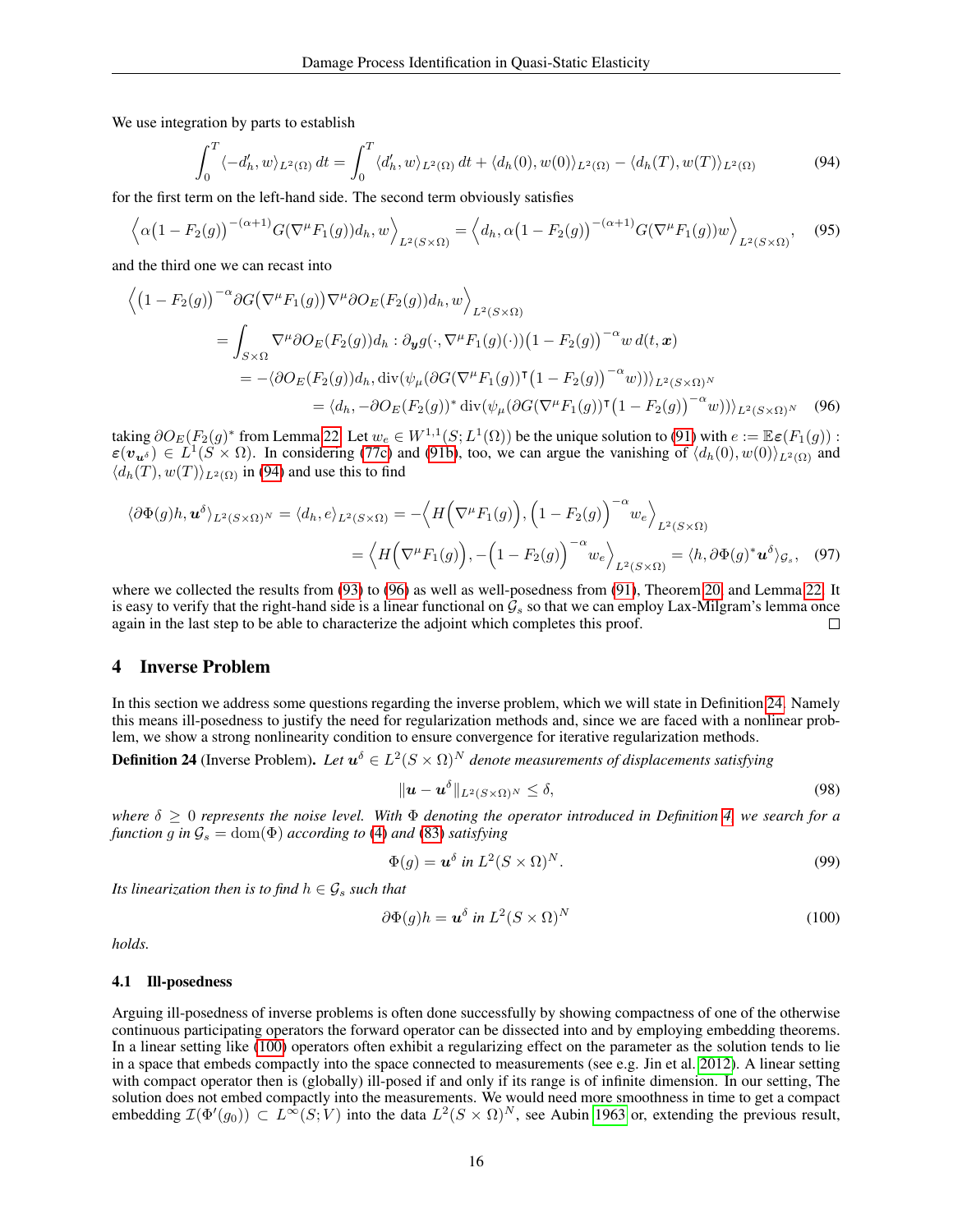We use integration by parts to establish

$$\int_0^T \langle -d_h', w\rangle_{L^2(\Omega)}\,dt = \int_0^T \langle d_h', w\rangle_{L^2(\Omega)}\,dt + \langle d_h(0), w(0)\rangle_{L^2(\Omega)} - \langle d_h(T), w(T)\rangle_{L^2(\Omega)} \tag{94}$$

for the first term on the left-hand side. The second term obviously satisfies

$$\Big\langle \alpha\big(1-F_2(g)\big)^{-(\alpha+1)} G(\nabla^\mu F_1(g))d_h, w\Big\rangle_{L^2(S\times\Omega)} = \Big\langle d_h, \alpha\big(1-F_2(g)\big)^{-(\alpha+1)} G(\nabla^\mu F_1(g))w\Big\rangle_{L^2(S\times\Omega)}, \tag{95}$$

and the third one we can recast into

$$\begin{aligned}
&\Big\langle \big(1-F_2(g)\big)^{-\alpha}\partial G\big(\nabla^\mu F_1(g)\big)\nabla^\mu \partial O_E(F_2(g))d_h, w\Big\rangle_{L^2(S\times\Omega)}\\
&\quad= \int_{S\times\Omega} \nabla^\mu \partial O_E(F_2(g))d_h : \partial_{\boldsymbol{y}} g(\cdot, \nabla^\mu F_1(g)(\cdot))\big(1-F_2(g)\big)^{-\alpha} w\, d(t,\boldsymbol{x})\\
&\quad= -\langle \partial O_E(F_2(g))d_h, \operatorname{div}(\psi_\mu(\partial G(\nabla^\mu F_1(g))^\intercal \big(1-F_2(g)\big)^{-\alpha} w))\rangle_{L^2(S\times\Omega)^N}\\
&\quad= \langle d_h, -\partial O_E(F_2(g))^* \operatorname{div}(\psi_\mu(\partial G(\nabla^\mu F_1(g))^\intercal \big(1-F_2(g)\big)^{-\alpha} w))\rangle_{L^2(S\times\Omega)^N}
\end{aligned} \tag{96}$$

taking $\partial O_E(F_2(g)^*$ from Lemma 22. Let $w_e \in W^{1,1}(S; L^1(\Omega))$ be the unique solution to (91) with $e := \mathbb{E}\boldsymbol{\varepsilon}(F_1(g)) : \boldsymbol{\varepsilon}(\boldsymbol{v}_{\boldsymbol{u}^\delta}) \in L^1(S\times\Omega)$. In considering (77c) and (91b), too, we can argue the vanishing of $\langle d_h(0), w(0)\rangle_{L^2(\Omega)}$ and $\langle d_h(T), w(T)\rangle_{L^2(\Omega)}$ in (94) and use this to find

$$\begin{aligned}
\langle \partial\Phi(g)h, \boldsymbol{u}^\delta\rangle_{L^2(S\times\Omega)^N} = \langle d_h, e\rangle_{L^2(S\times\Omega)} &= -\Big\langle H\Big(\nabla^\mu F_1(g)\Big), \Big(1-F_2(g)\Big)^{-\alpha} w_e\Big\rangle_{L^2(S\times\Omega)}\\
&= \Big\langle H\Big(\nabla^\mu F_1(g)\Big), -\Big(1-F_2(g)\Big)^{-\alpha} w_e\Big\rangle_{L^2(S\times\Omega)} = \langle h, \partial\Phi(g)^*\boldsymbol{u}^\delta\rangle_{\mathcal{G}_s},
\end{aligned} \tag{97}$$

where we collected the results from (93) to (96) as well as well-posedness from (91), Theorem 20 and Lemma 22. It is easy to verify that the right-hand side is a linear functional on $\mathcal{G}_s$ so that we can employ Lax-Milgram's lemma once again in the last step to be able to characterize the adjoint which completes this proof. □

## 4 Inverse Problem

In this section we address some questions regarding the inverse problem, which we will state in Definition 24. Namely this means ill-posedness to justify the need for regularization methods and, since we are faced with a nonlinear problem, we show a strong nonlinearity condition to ensure convergence for iterative regularization methods.

**Definition 24** (Inverse Problem). *Let $\boldsymbol{u}^\delta \in L^2(S\times\Omega)^N$ denote measurements of displacements satisfying*

$$\|\boldsymbol{u} - \boldsymbol{u}^\delta\|_{L^2(S\times\Omega)^N} \le \delta, \tag{98}$$

*where $\delta \ge 0$ represents the noise level. With $\Phi$ denoting the operator introduced in Definition 4, we search for a function $g$ in $\mathcal{G}_s = \operatorname{dom}(\Phi)$ according to (4) and (83) satisfying*

$$\Phi(g) = \boldsymbol{u}^\delta \text{ in } L^2(S\times\Omega)^N. \tag{99}$$

*Its linearization then is to find $h \in \mathcal{G}_s$ such that*

$$\partial\Phi(g)h = \boldsymbol{u}^\delta \text{ in } L^2(S\times\Omega)^N \tag{100}$$

*holds.*

### 4.1 Ill-posedness

Arguing ill-posedness of inverse problems is often done successfully by showing compactness of one of the otherwise continuous participating operators the forward operator can be dissected into and by employing embedding theorems. In a linear setting like (100) operators often exhibit a regularizing effect on the parameter as the solution tends to lie in a space that embeds compactly into the space connected to measurements (see e.g. Jin et al. 2012). A linear setting with compact operator then is (globally) ill-posed if and only if its range is of infinite dimension. In our setting, The solution does not embed compactly into the measurements. We would need more smoothness in time to get a compact embedding $\mathcal{I}(\Phi'(g_0)) \subset L^\infty(S; V)$ into the data $L^2(S\times\Omega)^N$, see Aubin 1963 or, extending the previous result,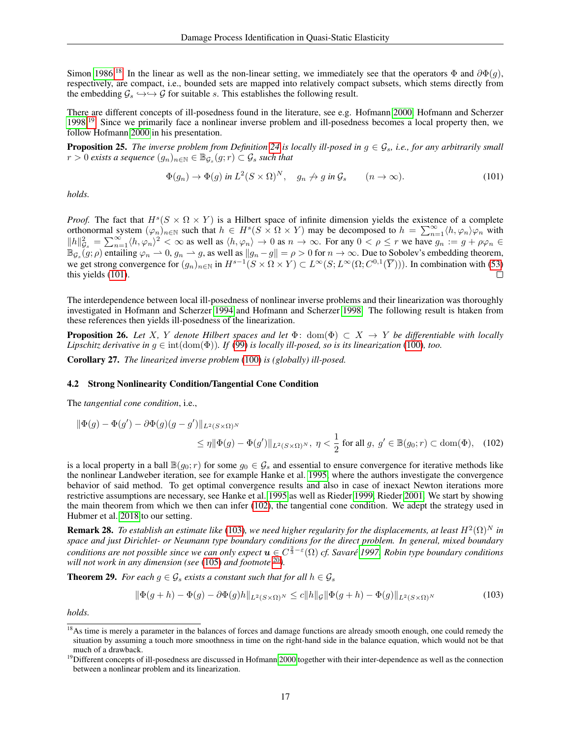Simon 1986.[18] In the linear as well as the non-linear setting, we immediately see that the operators $\Phi$ and $\partial\Phi(g)$, respectively, are compact, i.e., bounded sets are mapped into relatively compact subsets, which stems directly from the embedding $\mathcal{G}_s \hookrightarrow\hookrightarrow \mathcal{G}$ for suitable $s$. This establishes the following result.

There are different concepts of ill-posedness found in the literature, see e.g. Hofmann 2000, Hofmann and Scherzer 1998.[19] Since we primarily face a nonlinear inverse problem and ill-posedness becomes a local property then, we follow Hofmann 2000 in his presentation.

**Proposition 25.** *The inverse problem from Definition 24 is locally ill-posed in $g \in \mathcal{G}_s$, i.e., for any arbitrarily small $r > 0$ exists a sequence $(g_n)_{n\in\mathbb{N}} \in \mathbb{B}_{\mathcal{G}_s}(g;r) \subset \mathcal{G}_s$ such that*

$$\Phi(g_n) \to \Phi(g) \text{ in } L^2(S\times\Omega)^N, \quad g_n \not\to g \text{ in } \mathcal{G}_s \qquad (n\to\infty). \tag{101}$$

*holds.*

*Proof.* The fact that $H^s(S\times\Omega\times Y)$ is a Hilbert space of infinite dimension yields the existence of a complete orthonormal system $(\varphi_n)_{n\in\mathbb{N}}$ such that $h \in H^s(S\times\Omega\times Y)$ may be decomposed to $h = \sum_{n=1}^{\infty}\langle h,\varphi_n\rangle\varphi_n$ with $\|h\|^2_{\mathcal{G}_s} = \sum_{n=1}^{\infty}\langle h,\varphi_n\rangle^2 < \infty$ as well as $\langle h,\varphi_n\rangle \to 0$ as $n\to\infty$. For any $0<\rho\le r$ we have $g_n := g+\rho\varphi_n \in \mathbb{B}_{\mathcal{G}_s}(g;\rho)$ entailing $\varphi_n \rightharpoonup 0$, $g_n \rightharpoonup g$, as well as $\|g_n - g\| = \rho > 0$ for $n\to\infty$. Due to Sobolev's embedding theorem, we get strong convergence for $(g_n)_{n\in\mathbb{N}}$ in $H^{s-1}(S\times\Omega\times Y) \subset L^\infty(S;L^\infty(\Omega;C^{0,1}(\overline{Y})))$. In combination with (53) this yields (101). $\square$

The interdependence between local ill-posedness of nonlinear inverse problems and their linearization was thoroughly investigated in Hofmann and Scherzer 1994 and Hofmann and Scherzer 1998. The following result is htaken from these references then yields ill-posedness of the linearization.

**Proposition 26.** *Let $X$, $Y$ denote Hilbert spaces and let $\Phi\colon \operatorname{dom}(\Phi) \subset X \to Y$ be differentiable with locally Lipschitz derivative in $g \in \operatorname{int}(\operatorname{dom}(\Phi))$. If (99) is locally ill-posed, so is its linearization (100), too.*

**Corollary 27.** *The linearized inverse problem (100) is (globally) ill-posed.*

### 4.2 Strong Nonlinearity Condition/Tangential Cone Condition

The *tangential cone condition*, i.e.,

$$\begin{aligned}\|\Phi(g) - \Phi(g') - \partial\Phi(g)(g-g')\|_{L^2(S\times\Omega)^N}&\\ \le \eta\|\Phi(g)-\Phi(g')\|_{L^2(S\times\Omega)^N},\ \eta<\frac{1}{2}&\text{ for all } g,\ g' \in \mathbb{B}(g_0;r) \subset \operatorname{dom}(\Phi),\end{aligned} \tag{102}$$

is a local property in a ball $\mathbb{B}(g_0;r)$ for some $g_0 \in \mathcal{G}_s$ and essential to ensure convergence for iterative methods like the nonlinear Landweber iteration, see for example Hanke et al. 1995, where the authors investigate the convergence behavior of said method. To get optimal convergence results and also in case of inexact Newton iterations more restrictive assumptions are necessary, see Hanke et al. 1995 as well as Rieder 1999, Rieder 2001. We start by showing the main theorem from which we then can infer (102), the tangential cone condition. We adept the strategy used in Hubmer et al. 2018 to our setting.

**Remark 28.** *To establish an estimate like (103), we need higher regularity for the displacements, at least $H^2(\Omega)^N$ in space and just Dirichlet- or Neumann type boundary conditions for the direct problem. In general, mixed boundary conditions are not possible since we can only expect $\boldsymbol{u} \in C^{\frac{2}{3}-\varepsilon}(\Omega)$ cf. Savaré 1997. Robin type boundary conditions will not work in any dimension (see (105) and footnote 20).*

**Theorem 29.** *For each $g \in \mathcal{G}_s$ exists a constant such that for all $h \in \mathcal{G}_s$*

$$\|\Phi(g+h) - \Phi(g) - \partial\Phi(g)h\|_{L^2(S\times\Omega)^N} \le c\|h\|_{\mathcal{G}}\|\Phi(g+h)-\Phi(g)\|_{L^2(S\times\Omega)^N} \tag{103}$$

*holds.*

[18] As time is merely a parameter in the balances of forces and damage functions are already smooth enough, one could remedy the situation by assuming a touch more smoothness in time on the right-hand side in the balance equation, which would not be that much of a drawback.

[19] Different concepts of ill-posedness are discussed in Hofmann 2000 together with their inter-dependence as well as the connection between a nonlinear problem and its linearization.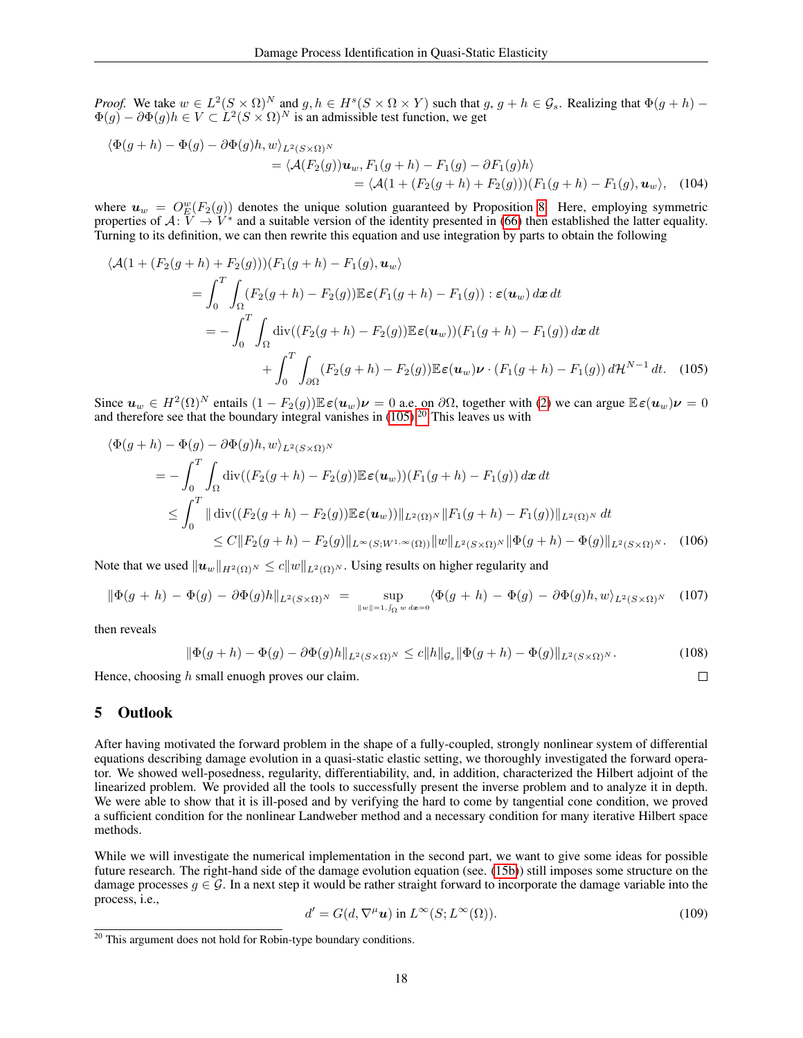*Proof.* We take $w \in L^2(S \times \Omega)^N$ and $g, h \in H^s(S \times \Omega \times Y)$ such that $g$, $g + h \in \mathcal{G}_s$. Realizing that $\Phi(g+h) - \Phi(g) - \partial\Phi(g)h \in V \subset L^2(S \times \Omega)^N$ is an admissible test function, we get

$$
\begin{aligned}
\langle \Phi(g+h) - \Phi(g) - \partial\Phi(g)h, w\rangle_{L^2(S\times\Omega)^N} & \\
&= \langle \mathcal{A}(F_2(g))\boldsymbol{u}_w, F_1(g+h) - F_1(g) - \partial F_1(g)h\rangle \\
&\qquad = \langle \mathcal{A}(1 + (F_2(g+h) + F_2(g)))(F_1(g+h) - F_1(g), \boldsymbol{u}_w\rangle, \quad (104)
\end{aligned}
$$

where $\boldsymbol{u}_w = O^w_E(F_2(g))$ denotes the unique solution guaranteed by Proposition 8. Here, employing symmetric properties of $\mathcal{A}\colon V \to V^*$ and a suitable version of the identity presented in (66) then established the latter equality. Turning to its definition, we can then rewrite this equation and use integration by parts to obtain the following

$$
\begin{aligned}
\langle \mathcal{A}(1 + (F_2(g+h) &+ F_2(g)))(F_1(g+h) - F_1(g), \boldsymbol{u}_w\rangle \\
&= \int_0^T \int_\Omega (F_2(g+h) - F_2(g))\mathbb{E}\boldsymbol{\varepsilon}(F_1(g+h) - F_1(g)) : \boldsymbol{\varepsilon}(\boldsymbol{u}_w)\, d\boldsymbol{x}\, dt \\
&= -\int_0^T \int_\Omega \operatorname{div}((F_2(g+h) - F_2(g))\mathbb{E}\boldsymbol{\varepsilon}(\boldsymbol{u}_w))(F_1(g+h) - F_1(g))\, d\boldsymbol{x}\, dt \\
&\qquad + \int_0^T \int_{\partial\Omega} (F_2(g+h) - F_2(g))\mathbb{E}\boldsymbol{\varepsilon}(\boldsymbol{u}_w)\boldsymbol{\nu} \cdot (F_1(g+h) - F_1(g))\, d\mathcal{H}^{N-1}\, dt. \quad (105)
\end{aligned}
$$

Since $\boldsymbol{u}_w \in H^2(\Omega)^N$ entails $(1 - F_2(g))\mathbb{E}\,\boldsymbol{\varepsilon}(\boldsymbol{u}_w)\boldsymbol{\nu} = 0$ a.e. on $\partial\Omega$, together with (2) we can argue $\mathbb{E}\,\boldsymbol{\varepsilon}(\boldsymbol{u}_w)\boldsymbol{\nu} = 0$ and therefore see that the boundary integral vanishes in (105).[20] This leaves us with

$$
\begin{aligned}
\langle \Phi(g+h) &- \Phi(g) - \partial\Phi(g)h, w\rangle_{L^2(S\times\Omega)^N} \\
&= -\int_0^T \int_\Omega \operatorname{div}((F_2(g+h) - F_2(g))\mathbb{E}\boldsymbol{\varepsilon}(\boldsymbol{u}_w))(F_1(g+h) - F_1(g))\, d\boldsymbol{x}\, dt \\
&\leq \int_0^T \|\operatorname{div}((F_2(g+h) - F_2(g))\mathbb{E}\boldsymbol{\varepsilon}(\boldsymbol{u}_w))\|_{L^2(\Omega)^N} \|F_1(g+h) - F_1(g))\|_{L^2(\Omega)^N}\, dt \\
&\qquad \leq C\|F_2(g+h) - F_2(g)\|_{L^\infty(S;W^{1,\infty}(\Omega))}\|w\|_{L^2(S\times\Omega)^N}\|\Phi(g+h) - \Phi(g)\|_{L^2(S\times\Omega)^N}. \quad (106)
\end{aligned}
$$

Note that we used $\|\boldsymbol{u}_w\|_{H^2(\Omega)^N} \leq c\|w\|_{L^2(\Omega)^N}$. Using results on higher regularity and

$$
\|\Phi(g+h) - \Phi(g) - \partial\Phi(g)h\|_{L^2(S\times\Omega)^N} = \sup_{\|w\|=1,\, \int_\Omega w\, d\boldsymbol{x}=0} \langle \Phi(g+h) - \Phi(g) - \partial\Phi(g)h, w\rangle_{L^2(S\times\Omega)^N} \quad (107)
$$

then reveals

$$
\|\Phi(g+h) - \Phi(g) - \partial\Phi(g)h\|_{L^2(S\times\Omega)^N} \leq c\|h\|_{\mathcal{G}_s}\|\Phi(g+h) - \Phi(g)\|_{L^2(S\times\Omega)^N}. \quad (108)
$$

Hence, choosing $h$ small enuogh proves our claim. ∎

## 5 Outlook

After having motivated the forward problem in the shape of a fully-coupled, strongly nonlinear system of differential equations describing damage evolution in a quasi-static elastic setting, we thoroughly investigated the forward operator. We showed well-posedness, regularity, differentiability, and, in addition, characterized the Hilbert adjoint of the linearized problem. We provided all the tools to successfully present the inverse problem and to analyze it in depth. We were able to show that it is ill-posed and by verifying the hard to come by tangential cone condition, we proved a sufficient condition for the nonlinear Landweber method and a necessary condition for many iterative Hilbert space methods.

While we will investigate the numerical implementation in the second part, we want to give some ideas for possible future research. The right-hand side of the damage evolution equation (see. (15b)) still imposes some structure on the damage processes $g \in \mathcal{G}$. In a next step it would be rather straight forward to incorporate the damage variable into the process, i.e.,

$$
d' = G(d, \nabla^\mu \boldsymbol{u}) \text{ in } L^\infty(S; L^\infty(\Omega)). \quad (109)
$$

[20] This argument does not hold for Robin-type boundary conditions.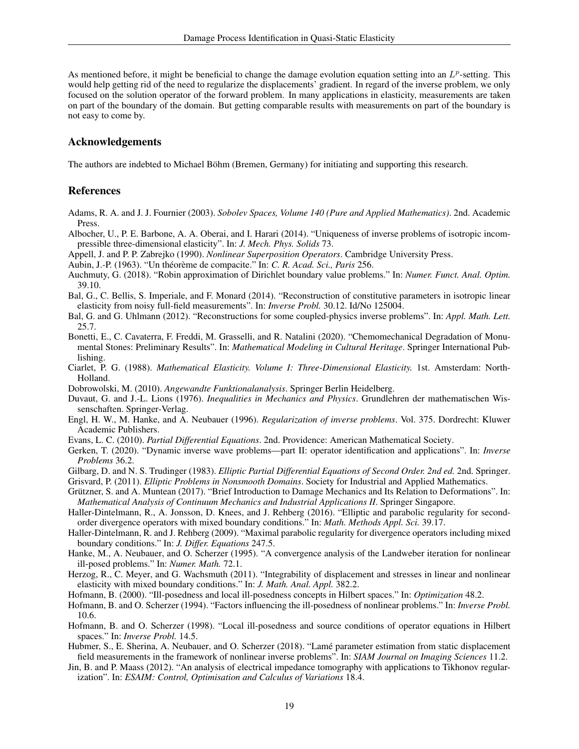As mentioned before, it might be beneficial to change the damage evolution equation setting into an $L^p$-setting. This would help getting rid of the need to regularize the displacements' gradient. In regard of the inverse problem, we only focused on the solution operator of the forward problem. In many applications in elasticity, measurements are taken on part of the boundary of the domain. But getting comparable results with measurements on part of the boundary is not easy to come by.

## Acknowledgements

The authors are indebted to Michael Böhm (Bremen, Germany) for initiating and supporting this research.

## References

Adams, R. A. and J. J. Fournier (2003). *Sobolev Spaces, Volume 140 (Pure and Applied Mathematics)*. 2nd. Academic Press.

Albocher, U., P. E. Barbone, A. A. Oberai, and I. Harari (2014). "Uniqueness of inverse problems of isotropic incompressible three-dimensional elasticity". In: *J. Mech. Phys. Solids* 73.

Appell, J. and P. P. Zabrejko (1990). *Nonlinear Superposition Operators*. Cambridge University Press.

Aubin, J.-P. (1963). "Un théorème de compacite." In: *C. R. Acad. Sci., Paris* 256.

Auchmuty, G. (2018). "Robin approximation of Dirichlet boundary value problems." In: *Numer. Funct. Anal. Optim.* 39.10.

Bal, G., C. Bellis, S. Imperiale, and F. Monard (2014). "Reconstruction of constitutive parameters in isotropic linear elasticity from noisy full-field measurements". In: *Inverse Probl.* 30.12. Id/No 125004.

Bal, G. and G. Uhlmann (2012). "Reconstructions for some coupled-physics inverse problems". In: *Appl. Math. Lett.* 25.7.

Bonetti, E., C. Cavaterra, F. Freddi, M. Grasselli, and R. Natalini (2020). "Chemomechanical Degradation of Monumental Stones: Preliminary Results". In: *Mathematical Modeling in Cultural Heritage*. Springer International Publishing.

Ciarlet, P. G. (1988). *Mathematical Elasticity. Volume I: Three-Dimensional Elasticity.* 1st. Amsterdam: North-Holland.

Dobrowolski, M. (2010). *Angewandte Funktionalanalysis*. Springer Berlin Heidelberg.

Duvaut, G. and J.-L. Lions (1976). *Inequalities in Mechanics and Physics*. Grundlehren der mathematischen Wissenschaften. Springer-Verlag.

Engl, H. W., M. Hanke, and A. Neubauer (1996). *Regularization of inverse problems*. Vol. 375. Dordrecht: Kluwer Academic Publishers.

Evans, L. C. (2010). *Partial Differential Equations*. 2nd. Providence: American Mathematical Society.

Gerken, T. (2020). "Dynamic inverse wave problems—part II: operator identification and applications". In: *Inverse Problems* 36.2.

Gilbarg, D. and N. S. Trudinger (1983). *Elliptic Partial Differential Equations of Second Order. 2nd ed.* 2nd. Springer.

Grisvard, P. (2011). *Elliptic Problems in Nonsmooth Domains*. Society for Industrial and Applied Mathematics.

Grützner, S. and A. Muntean (2017). "Brief Introduction to Damage Mechanics and Its Relation to Deformations". In: *Mathematical Analysis of Continuum Mechanics and Industrial Applications II*. Springer Singapore.

Haller-Dintelmann, R., A. Jonsson, D. Knees, and J. Rehberg (2016). "Elliptic and parabolic regularity for second-order divergence operators with mixed boundary conditions." In: *Math. Methods Appl. Sci.* 39.17.

Haller-Dintelmann, R. and J. Rehberg (2009). "Maximal parabolic regularity for divergence operators including mixed boundary conditions." In: *J. Differ. Equations* 247.5.

Hanke, M., A. Neubauer, and O. Scherzer (1995). "A convergence analysis of the Landweber iteration for nonlinear ill-posed problems." In: *Numer. Math.* 72.1.

Herzog, R., C. Meyer, and G. Wachsmuth (2011). "Integrability of displacement and stresses in linear and nonlinear elasticity with mixed boundary conditions." In: *J. Math. Anal. Appl.* 382.2.

Hofmann, B. (2000). "Ill-posedness and local ill-posedness concepts in Hilbert spaces." In: *Optimization* 48.2.

Hofmann, B. and O. Scherzer (1994). "Factors influencing the ill-posedness of nonlinear problems." In: *Inverse Probl.* 10.6.

Hofmann, B. and O. Scherzer (1998). "Local ill-posedness and source conditions of operator equations in Hilbert spaces." In: *Inverse Probl.* 14.5.

Hubmer, S., E. Sherina, A. Neubauer, and O. Scherzer (2018). "Lamé parameter estimation from static displacement field measurements in the framework of nonlinear inverse problems". In: *SIAM Journal on Imaging Sciences* 11.2.

Jin, B. and P. Maass (2012). "An analysis of electrical impedance tomography with applications to Tikhonov regularization". In: *ESAIM: Control, Optimisation and Calculus of Variations* 18.4.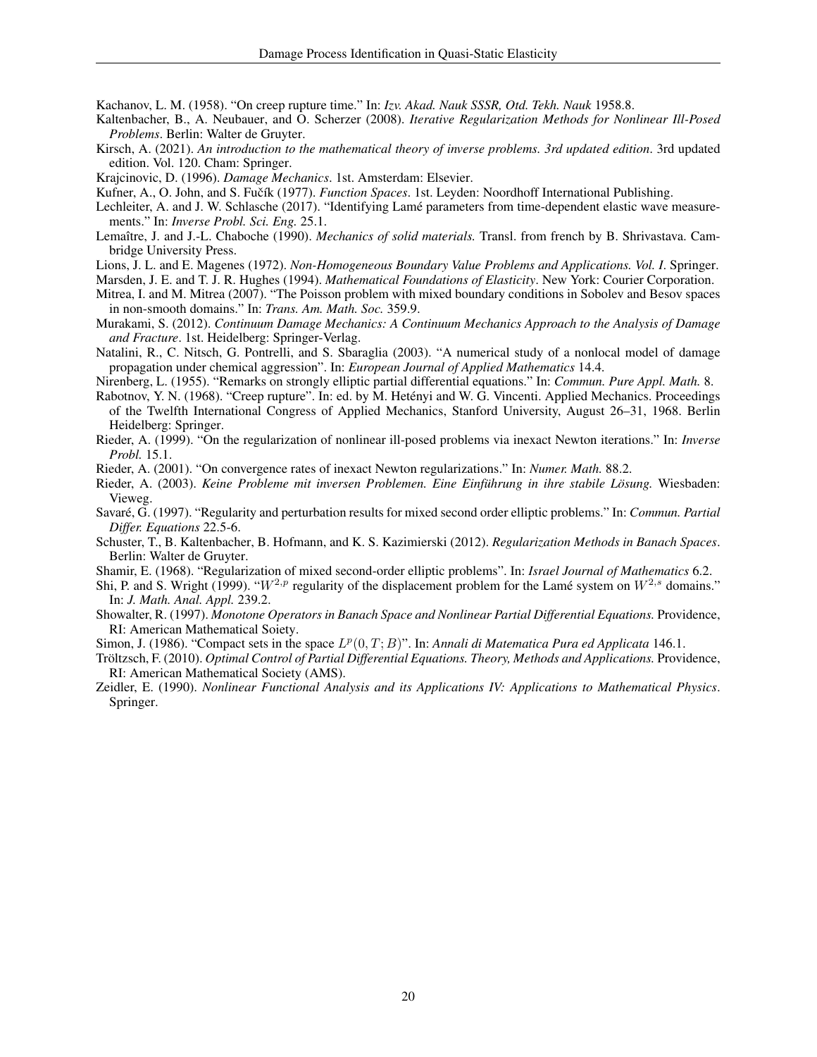Kachanov, L. M. (1958). "On creep rupture time." In: *Izv. Akad. Nauk SSSR, Otd. Tekh. Nauk* 1958.8.

Kaltenbacher, B., A. Neubauer, and O. Scherzer (2008). *Iterative Regularization Methods for Nonlinear Ill-Posed Problems*. Berlin: Walter de Gruyter.

Kirsch, A. (2021). *An introduction to the mathematical theory of inverse problems. 3rd updated edition*. 3rd updated edition. Vol. 120. Cham: Springer.

Krajcinovic, D. (1996). *Damage Mechanics*. 1st. Amsterdam: Elsevier.

Kufner, A., O. John, and S. Fučík (1977). *Function Spaces*. 1st. Leyden: Noordhoff International Publishing.

Lechleiter, A. and J. W. Schlasche (2017). "Identifying Lamé parameters from time-dependent elastic wave measurements." In: *Inverse Probl. Sci. Eng.* 25.1.

Lemaître, J. and J.-L. Chaboche (1990). *Mechanics of solid materials.* Transl. from french by B. Shrivastava. Cambridge University Press.

Lions, J. L. and E. Magenes (1972). *Non-Homogeneous Boundary Value Problems and Applications. Vol. I*. Springer.

Marsden, J. E. and T. J. R. Hughes (1994). *Mathematical Foundations of Elasticity*. New York: Courier Corporation.

Mitrea, I. and M. Mitrea (2007). "The Poisson problem with mixed boundary conditions in Sobolev and Besov spaces in non-smooth domains." In: *Trans. Am. Math. Soc.* 359.9.

Murakami, S. (2012). *Continuum Damage Mechanics: A Continuum Mechanics Approach to the Analysis of Damage and Fracture*. 1st. Heidelberg: Springer-Verlag.

Natalini, R., C. Nitsch, G. Pontrelli, and S. Sbaraglia (2003). "A numerical study of a nonlocal model of damage propagation under chemical aggression". In: *European Journal of Applied Mathematics* 14.4.

Nirenberg, L. (1955). "Remarks on strongly elliptic partial differential equations." In: *Commun. Pure Appl. Math.* 8.

Rabotnov, Y. N. (1968). "Creep rupture". In: ed. by M. Hetényi and W. G. Vincenti. Applied Mechanics. Proceedings of the Twelfth International Congress of Applied Mechanics, Stanford University, August 26–31, 1968. Berlin Heidelberg: Springer.

Rieder, A. (1999). "On the regularization of nonlinear ill-posed problems via inexact Newton iterations." In: *Inverse Probl.* 15.1.

Rieder, A. (2001). "On convergence rates of inexact Newton regularizations." In: *Numer. Math.* 88.2.

Rieder, A. (2003). *Keine Probleme mit inversen Problemen. Eine Einführung in ihre stabile Lösung.* Wiesbaden: Vieweg.

Savaré, G. (1997). "Regularity and perturbation results for mixed second order elliptic problems." In: *Commun. Partial Differ. Equations* 22.5-6.

Schuster, T., B. Kaltenbacher, B. Hofmann, and K. S. Kazimierski (2012). *Regularization Methods in Banach Spaces*. Berlin: Walter de Gruyter.

Shamir, E. (1968). "Regularization of mixed second-order elliptic problems". In: *Israel Journal of Mathematics* 6.2.

Shi, P. and S. Wright (1999). "$W^{2,p}$ regularity of the displacement problem for the Lamé system on $W^{2,s}$ domains." In: *J. Math. Anal. Appl.* 239.2.

Showalter, R. (1997). *Monotone Operators in Banach Space and Nonlinear Partial Differential Equations.* Providence, RI: American Mathematical Soiety.

Simon, J. (1986). "Compact sets in the space $L^p(0,T;B)$". In: *Annali di Matematica Pura ed Applicata* 146.1.

Tröltzsch, F. (2010). *Optimal Control of Partial Differential Equations. Theory, Methods and Applications.* Providence, RI: American Mathematical Society (AMS).

Zeidler, E. (1990). *Nonlinear Functional Analysis and its Applications IV: Applications to Mathematical Physics*. Springer.